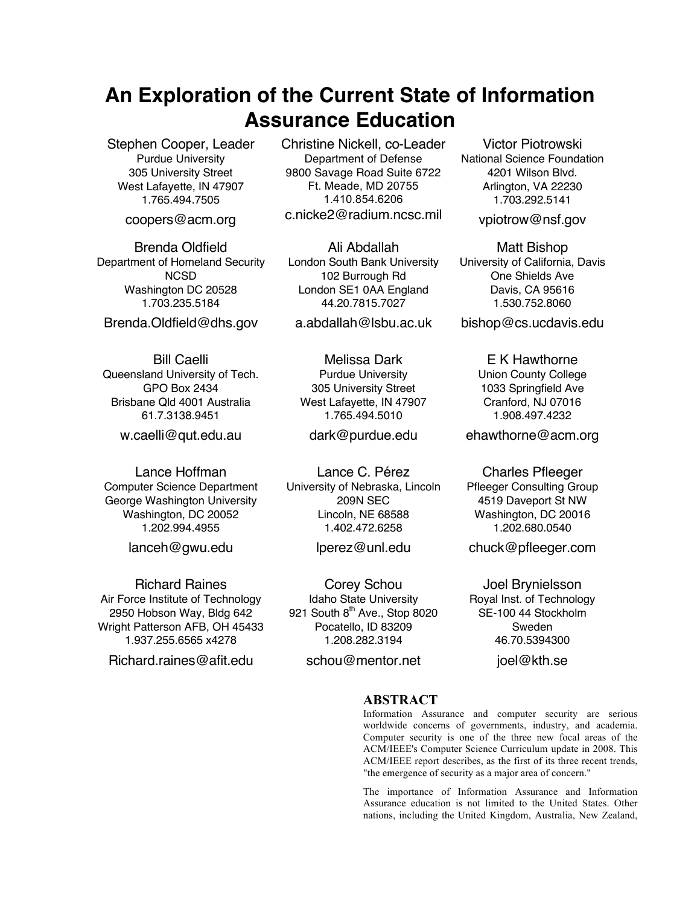# An Exploration of the Current State of Information Assurance Education

Stephen Cooper, Leader
Purdue University
305 University Street
West Lafayette, IN 47907
1.765.494.7505
coopers@acm.org

Christine Nickell, co-Leader
Department of Defense
9800 Savage Road Suite 6722
Ft. Meade, MD 20755
1.410.854.6206
c.nicke2@radium.ncsc.mil

Victor Piotrowski
National Science Foundation
4201 Wilson Blvd.
Arlington, VA 22230
1.703.292.5141
vpiotrow@nsf.gov

Brenda Oldfield
Department of Homeland Security
NCSD
Washington DC 20528
1.703.235.5184
Brenda.Oldfield@dhs.gov

Ali Abdallah
London South Bank University
102 Burrough Rd
London SE1 0AA England
44.20.7815.7027
a.abdallah@lsbu.ac.uk

Matt Bishop
University of California, Davis
One Shields Ave
Davis, CA 95616
1.530.752.8060
bishop@cs.ucdavis.edu

Bill Caelli
Queensland University of Tech.
GPO Box 2434
Brisbane Qld 4001 Australia
61.7.3138.9451
w.caelli@qut.edu.au

Melissa Dark
Purdue University
305 University Street
West Lafayette, IN 47907
1.765.494.5010
dark@purdue.edu

E K Hawthorne
Union County College
1033 Springfield Ave
Cranford, NJ 07016
1.908.497.4232
ehawthorne@acm.org

Lance Hoffman
Computer Science Department
George Washington University
Washington, DC 20052
1.202.994.4955
lanceh@gwu.edu

Lance C. Pérez
University of Nebraska, Lincoln
209N SEC
Lincoln, NE 68588
1.402.472.6258
lperez@unl.edu

Charles Pfleeger
Pfleeger Consulting Group
4519 Daveport St NW
Washington, DC 20016
1.202.680.0540
chuck@pfleeger.com

Richard Raines
Air Force Institute of Technology
2950 Hobson Way, Bldg 642
Wright Patterson AFB, OH 45433
1.937.255.6565 x4278
Richard.raines@afit.edu

Corey Schou
Idaho State University
921 South 8th Ave., Stop 8020
Pocatello, ID 83209
1.208.282.3194
schou@mentor.net

Joel Brynielsson
Royal Inst. of Technology
SE-100 44 Stockholm
Sweden
46.70.5394300
joel@kth.se

## ABSTRACT

Information Assurance and computer security are serious worldwide concerns of governments, industry, and academia. Computer security is one of the three new focal areas of the ACM/IEEE's Computer Science Curriculum update in 2008. This ACM/IEEE report describes, as the first of its three recent trends, "the emergence of security as a major area of concern."

The importance of Information Assurance and Information Assurance education is not limited to the United States. Other nations, including the United Kingdom, Australia, New Zealand,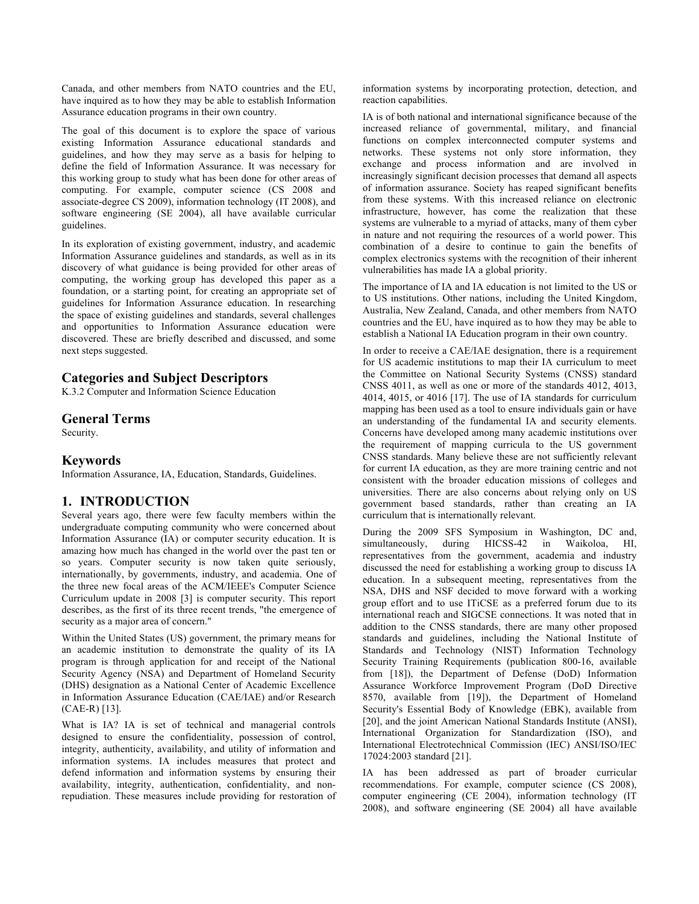Canada, and other members from NATO countries and the EU, have inquired as to how they may be able to establish Information Assurance education programs in their own country.

The goal of this document is to explore the space of various existing Information Assurance educational standards and guidelines, and how they may serve as a basis for helping to define the field of Information Assurance. It was necessary for this working group to study what has been done for other areas of computing. For example, computer science (CS 2008 and associate-degree CS 2009), information technology (IT 2008), and software engineering (SE 2004), all have available curricular guidelines.

In its exploration of existing government, industry, and academic Information Assurance guidelines and standards, as well as in its discovery of what guidance is being provided for other areas of computing, the working group has developed this paper as a foundation, or a starting point, for creating an appropriate set of guidelines for Information Assurance education. In researching the space of existing guidelines and standards, several challenges and opportunities to Information Assurance education were discovered. These are briefly described and discussed, and some next steps suggested.

## Categories and Subject Descriptors

K.3.2 Computer and Information Science Education

## General Terms

Security.

## Keywords

Information Assurance, IA, Education, Standards, Guidelines.

## 1. INTRODUCTION

Several years ago, there were few faculty members within the undergraduate computing community who were concerned about Information Assurance (IA) or computer security education. It is amazing how much has changed in the world over the past ten or so years. Computer security is now taken quite seriously, internationally, by governments, industry, and academia. One of the three new focal areas of the ACM/IEEE's Computer Science Curriculum update in 2008 [3] is computer security. This report describes, as the first of its three recent trends, "the emergence of security as a major area of concern."

Within the United States (US) government, the primary means for an academic institution to demonstrate the quality of its IA program is through application for and receipt of the National Security Agency (NSA) and Department of Homeland Security (DHS) designation as a National Center of Academic Excellence in Information Assurance Education (CAE/IAE) and/or Research (CAE-R) [13].

What is IA? IA is set of technical and managerial controls designed to ensure the confidentiality, possession of control, integrity, authenticity, availability, and utility of information and information systems. IA includes measures that protect and defend information and information systems by ensuring their availability, integrity, authentication, confidentiality, and non-repudiation. These measures include providing for restoration of information systems by incorporating protection, detection, and reaction capabilities.

IA is of both national and international significance because of the increased reliance of governmental, military, and financial functions on complex interconnected computer systems and networks. These systems not only store information, they exchange and process information and are involved in increasingly significant decision processes that demand all aspects of information assurance. Society has reaped significant benefits from these systems. With this increased reliance on electronic infrastructure, however, has come the realization that these systems are vulnerable to a myriad of attacks, many of them cyber in nature and not requiring the resources of a world power. This combination of a desire to continue to gain the benefits of complex electronics systems with the recognition of their inherent vulnerabilities has made IA a global priority.

The importance of IA and IA education is not limited to the US or to US institutions. Other nations, including the United Kingdom, Australia, New Zealand, Canada, and other members from NATO countries and the EU, have inquired as to how they may be able to establish a National IA Education program in their own country.

In order to receive a CAE/IAE designation, there is a requirement for US academic institutions to map their IA curriculum to meet the Committee on National Security Systems (CNSS) standard CNSS 4011, as well as one or more of the standards 4012, 4013, 4014, 4015, or 4016 [17]. The use of IA standards for curriculum mapping has been used as a tool to ensure individuals gain or have an understanding of the fundamental IA and security elements. Concerns have developed among many academic institutions over the requirement of mapping curricula to the US government CNSS standards. Many believe these are not sufficiently relevant for current IA education, as they are more training centric and not consistent with the broader education missions of colleges and universities. There are also concerns about relying only on US government based standards, rather than creating an IA curriculum that is internationally relevant.

During the 2009 SFS Symposium in Washington, DC and, simultaneously, during HICSS-42 in Waikoloa, HI, representatives from the government, academia and industry discussed the need for establishing a working group to discuss IA education. In a subsequent meeting, representatives from the NSA, DHS and NSF decided to move forward with a working group effort and to use ITiCSE as a preferred forum due to its international reach and SIGCSE connections. It was noted that in addition to the CNSS standards, there are many other proposed standards and guidelines, including the National Institute of Standards and Technology (NIST) Information Technology Security Training Requirements (publication 800-16, available from [18]), the Department of Defense (DoD) Information Assurance Workforce Improvement Program (DoD Directive 8570, available from [19]), the Department of Homeland Security's Essential Body of Knowledge (EBK), available from [20], and the joint American National Standards Institute (ANSI), International Organization for Standardization (ISO), and International Electrotechnical Commission (IEC) ANSI/ISO/IEC 17024:2003 standard [21].

IA has been addressed as part of broader curricular recommendations. For example, computer science (CS 2008), computer engineering (CE 2004), information technology (IT 2008), and software engineering (SE 2004) all have available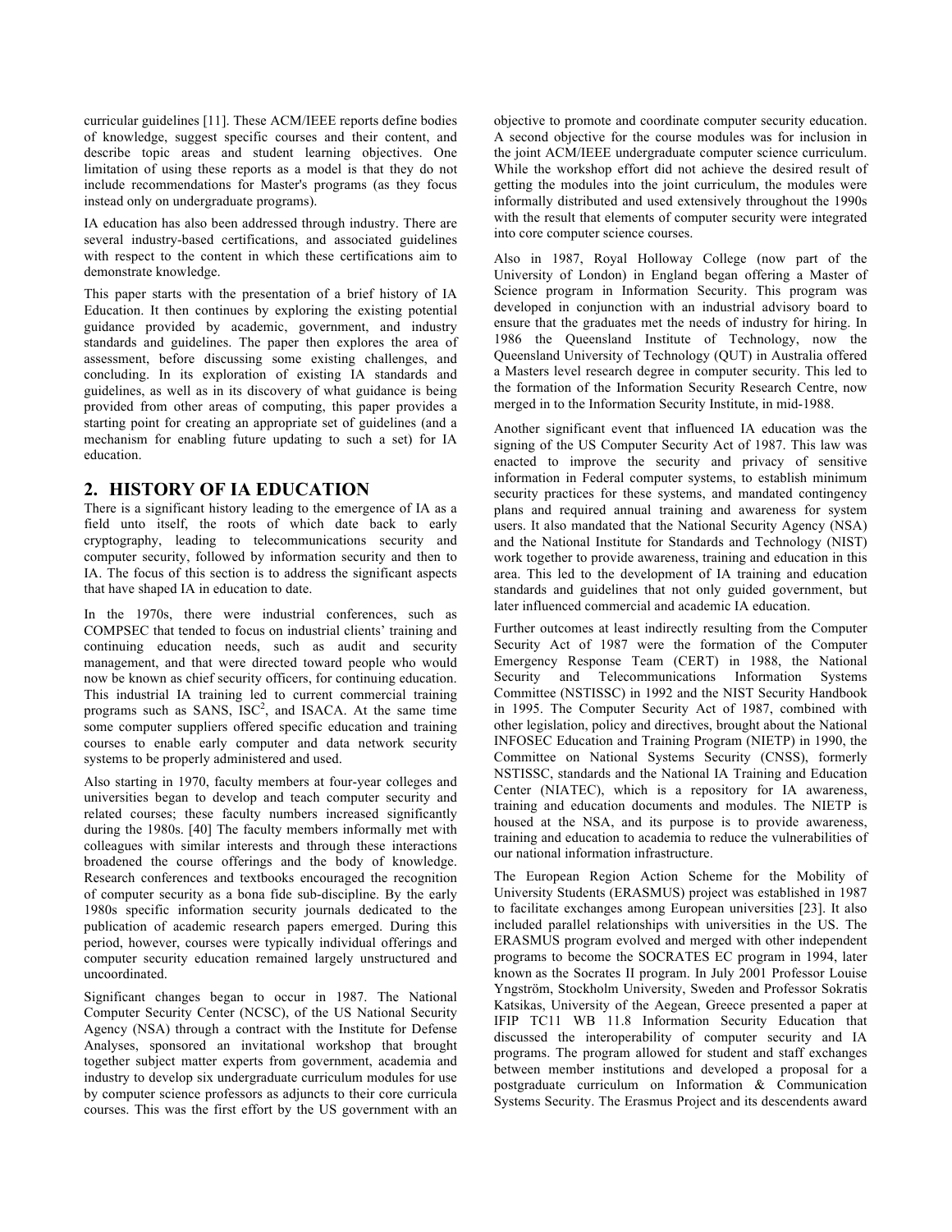curricular guidelines [11]. These ACM/IEEE reports define bodies of knowledge, suggest specific courses and their content, and describe topic areas and student learning objectives. One limitation of using these reports as a model is that they do not include recommendations for Master's programs (as they focus instead only on undergraduate programs).

IA education has also been addressed through industry. There are several industry-based certifications, and associated guidelines with respect to the content in which these certifications aim to demonstrate knowledge.

This paper starts with the presentation of a brief history of IA Education. It then continues by exploring the existing potential guidance provided by academic, government, and industry standards and guidelines. The paper then explores the area of assessment, before discussing some existing challenges, and concluding. In its exploration of existing IA standards and guidelines, as well as in its discovery of what guidance is being provided from other areas of computing, this paper provides a starting point for creating an appropriate set of guidelines (and a mechanism for enabling future updating to such a set) for IA education.

## 2. HISTORY OF IA EDUCATION

There is a significant history leading to the emergence of IA as a field unto itself, the roots of which date back to early cryptography, leading to telecommunications security and computer security, followed by information security and then to IA. The focus of this section is to address the significant aspects that have shaped IA in education to date.

In the 1970s, there were industrial conferences, such as COMPSEC that tended to focus on industrial clients' training and continuing education needs, such as audit and security management, and that were directed toward people who would now be known as chief security officers, for continuing education. This industrial IA training led to current commercial training programs such as SANS, ISC[2], and ISACA. At the same time some computer suppliers offered specific education and training courses to enable early computer and data network security systems to be properly administered and used.

Also starting in 1970, faculty members at four-year colleges and universities began to develop and teach computer security and related courses; these faculty numbers increased significantly during the 1980s. [40] The faculty members informally met with colleagues with similar interests and through these interactions broadened the course offerings and the body of knowledge. Research conferences and textbooks encouraged the recognition of computer security as a bona fide sub-discipline. By the early 1980s specific information security journals dedicated to the publication of academic research papers emerged. During this period, however, courses were typically individual offerings and computer security education remained largely unstructured and uncoordinated.

Significant changes began to occur in 1987. The National Computer Security Center (NCSC), of the US National Security Agency (NSA) through a contract with the Institute for Defense Analyses, sponsored an invitational workshop that brought together subject matter experts from government, academia and industry to develop six undergraduate curriculum modules for use by computer science professors as adjuncts to their core curricula courses. This was the first effort by the US government with an objective to promote and coordinate computer security education. A second objective for the course modules was for inclusion in the joint ACM/IEEE undergraduate computer science curriculum. While the workshop effort did not achieve the desired result of getting the modules into the joint curriculum, the modules were informally distributed and used extensively throughout the 1990s with the result that elements of computer security were integrated into core computer science courses.

Also in 1987, Royal Holloway College (now part of the University of London) in England began offering a Master of Science program in Information Security. This program was developed in conjunction with an industrial advisory board to ensure that the graduates met the needs of industry for hiring. In 1986 the Queensland Institute of Technology, now the Queensland University of Technology (QUT) in Australia offered a Masters level research degree in computer security. This led to the formation of the Information Security Research Centre, now merged in to the Information Security Institute, in mid-1988.

Another significant event that influenced IA education was the signing of the US Computer Security Act of 1987. This law was enacted to improve the security and privacy of sensitive information in Federal computer systems, to establish minimum security practices for these systems, and mandated contingency plans and required annual training and awareness for system users. It also mandated that the National Security Agency (NSA) and the National Institute for Standards and Technology (NIST) work together to provide awareness, training and education in this area. This led to the development of IA training and education standards and guidelines that not only guided government, but later influenced commercial and academic IA education.

Further outcomes at least indirectly resulting from the Computer Security Act of 1987 were the formation of the Computer Emergency Response Team (CERT) in 1988, the National Security and Telecommunications Information Systems Committee (NSTISSC) in 1992 and the NIST Security Handbook in 1995. The Computer Security Act of 1987, combined with other legislation, policy and directives, brought about the National INFOSEC Education and Training Program (NIETP) in 1990, the Committee on National Systems Security (CNSS), formerly NSTISSC, standards and the National IA Training and Education Center (NIATEC), which is a repository for IA awareness, training and education documents and modules. The NIETP is housed at the NSA, and its purpose is to provide awareness, training and education to academia to reduce the vulnerabilities of our national information infrastructure.

The European Region Action Scheme for the Mobility of University Students (ERASMUS) project was established in 1987 to facilitate exchanges among European universities [23]. It also included parallel relationships with universities in the US. The ERASMUS program evolved and merged with other independent programs to become the SOCRATES EC program in 1994, later known as the Socrates II program. In July 2001 Professor Louise Yngström, Stockholm University, Sweden and Professor Sokratis Katsikas, University of the Aegean, Greece presented a paper at IFIP TC11 WB 11.8 Information Security Education that discussed the interoperability of computer security and IA programs. The program allowed for student and staff exchanges between member institutions and developed a proposal for a postgraduate curriculum on Information & Communication Systems Security. The Erasmus Project and its descendents award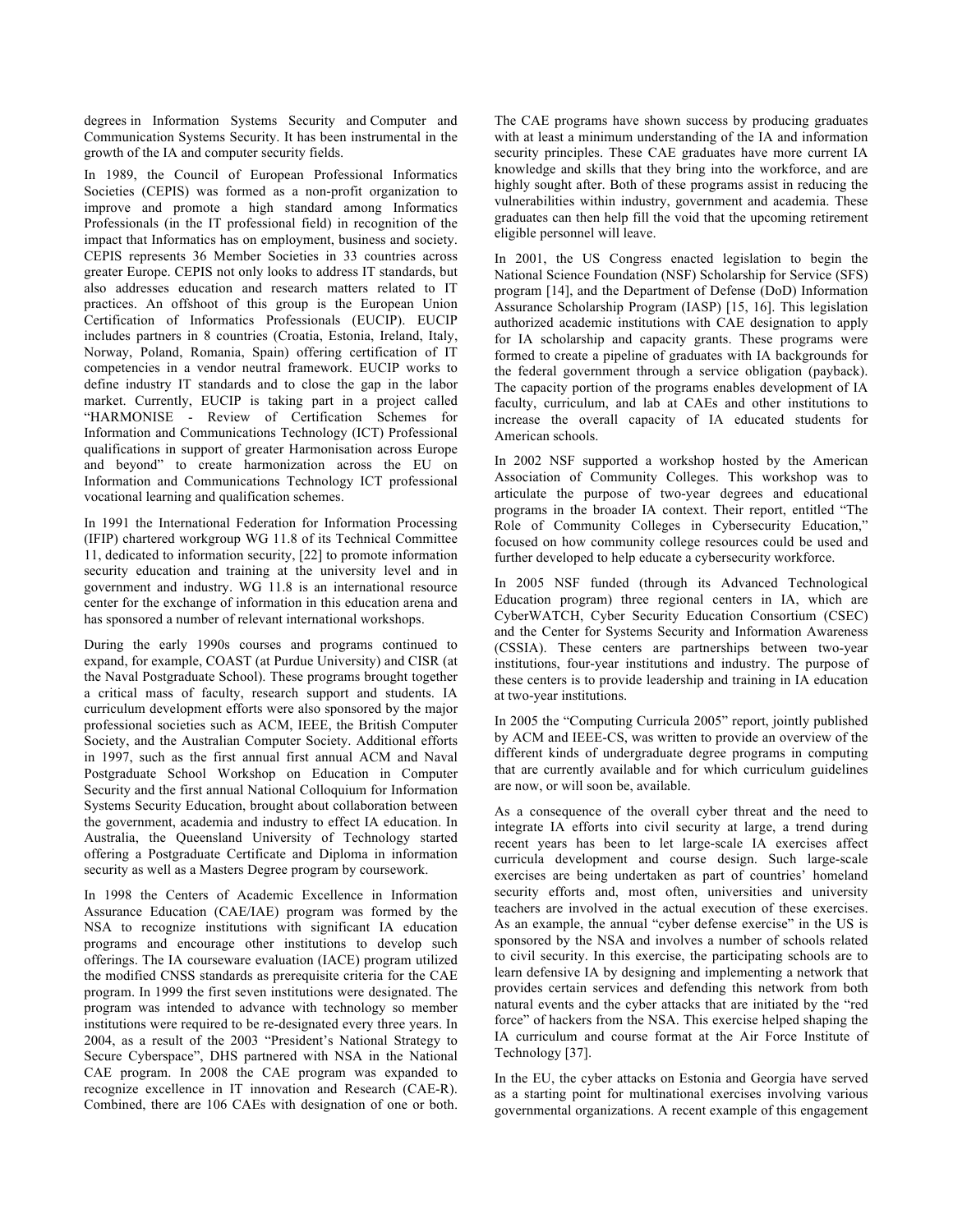degrees in Information Systems Security and Computer and Communication Systems Security. It has been instrumental in the growth of the IA and computer security fields.

In 1989, the Council of European Professional Informatics Societies (CEPIS) was formed as a non-profit organization to improve and promote a high standard among Informatics Professionals (in the IT professional field) in recognition of the impact that Informatics has on employment, business and society. CEPIS represents 36 Member Societies in 33 countries across greater Europe. CEPIS not only looks to address IT standards, but also addresses education and research matters related to IT practices. An offshoot of this group is the European Union Certification of Informatics Professionals (EUCIP). EUCIP includes partners in 8 countries (Croatia, Estonia, Ireland, Italy, Norway, Poland, Romania, Spain) offering certification of IT competencies in a vendor neutral framework. EUCIP works to define industry IT standards and to close the gap in the labor market. Currently, EUCIP is taking part in a project called "HARMONISE - Review of Certification Schemes for Information and Communications Technology (ICT) Professional qualifications in support of greater Harmonisation across Europe and beyond" to create harmonization across the EU on Information and Communications Technology ICT professional vocational learning and qualification schemes.

In 1991 the International Federation for Information Processing (IFIP) chartered workgroup WG 11.8 of its Technical Committee 11, dedicated to information security, [22] to promote information security education and training at the university level and in government and industry. WG 11.8 is an international resource center for the exchange of information in this education arena and has sponsored a number of relevant international workshops.

During the early 1990s courses and programs continued to expand, for example, COAST (at Purdue University) and CISR (at the Naval Postgraduate School). These programs brought together a critical mass of faculty, research support and students. IA curriculum development efforts were also sponsored by the major professional societies such as ACM, IEEE, the British Computer Society, and the Australian Computer Society. Additional efforts in 1997, such as the first annual first annual ACM and Naval Postgraduate School Workshop on Education in Computer Security and the first annual National Colloquium for Information Systems Security Education, brought about collaboration between the government, academia and industry to effect IA education. In Australia, the Queensland University of Technology started offering a Postgraduate Certificate and Diploma in information security as well as a Masters Degree program by coursework.

In 1998 the Centers of Academic Excellence in Information Assurance Education (CAE/IAE) program was formed by the NSA to recognize institutions with significant IA education programs and encourage other institutions to develop such offerings. The IA courseware evaluation (IACE) program utilized the modified CNSS standards as prerequisite criteria for the CAE program. In 1999 the first seven institutions were designated. The program was intended to advance with technology so member institutions were required to be re-designated every three years. In 2004, as a result of the 2003 "President's National Strategy to Secure Cyberspace", DHS partnered with NSA in the National CAE program. In 2008 the CAE program was expanded to recognize excellence in IT innovation and Research (CAE-R). Combined, there are 106 CAEs with designation of one or both. The CAE programs have shown success by producing graduates with at least a minimum understanding of the IA and information security principles. These CAE graduates have more current IA knowledge and skills that they bring into the workforce, and are highly sought after. Both of these programs assist in reducing the vulnerabilities within industry, government and academia. These graduates can then help fill the void that the upcoming retirement eligible personnel will leave.

In 2001, the US Congress enacted legislation to begin the National Science Foundation (NSF) Scholarship for Service (SFS) program [14], and the Department of Defense (DoD) Information Assurance Scholarship Program (IASP) [15, 16]. This legislation authorized academic institutions with CAE designation to apply for IA scholarship and capacity grants. These programs were formed to create a pipeline of graduates with IA backgrounds for the federal government through a service obligation (payback). The capacity portion of the programs enables development of IA faculty, curriculum, and lab at CAEs and other institutions to increase the overall capacity of IA educated students for American schools.

In 2002 NSF supported a workshop hosted by the American Association of Community Colleges. This workshop was to articulate the purpose of two-year degrees and educational programs in the broader IA context. Their report, entitled "The Role of Community Colleges in Cybersecurity Education," focused on how community college resources could be used and further developed to help educate a cybersecurity workforce.

In 2005 NSF funded (through its Advanced Technological Education program) three regional centers in IA, which are CyberWATCH, Cyber Security Education Consortium (CSEC) and the Center for Systems Security and Information Awareness (CSSIA). These centers are partnerships between two-year institutions, four-year institutions and industry. The purpose of these centers is to provide leadership and training in IA education at two-year institutions.

In 2005 the "Computing Curricula 2005" report, jointly published by ACM and IEEE-CS, was written to provide an overview of the different kinds of undergraduate degree programs in computing that are currently available and for which curriculum guidelines are now, or will soon be, available.

As a consequence of the overall cyber threat and the need to integrate IA efforts into civil security at large, a trend during recent years has been to let large-scale IA exercises affect curricula development and course design. Such large-scale exercises are being undertaken as part of countries' homeland security efforts and, most often, universities and university teachers are involved in the actual execution of these exercises. As an example, the annual "cyber defense exercise" in the US is sponsored by the NSA and involves a number of schools related to civil security. In this exercise, the participating schools are to learn defensive IA by designing and implementing a network that provides certain services and defending this network from both natural events and the cyber attacks that are initiated by the "red force" of hackers from the NSA. This exercise helped shaping the IA curriculum and course format at the Air Force Institute of Technology [37].

In the EU, the cyber attacks on Estonia and Georgia have served as a starting point for multinational exercises involving various governmental organizations. A recent example of this engagement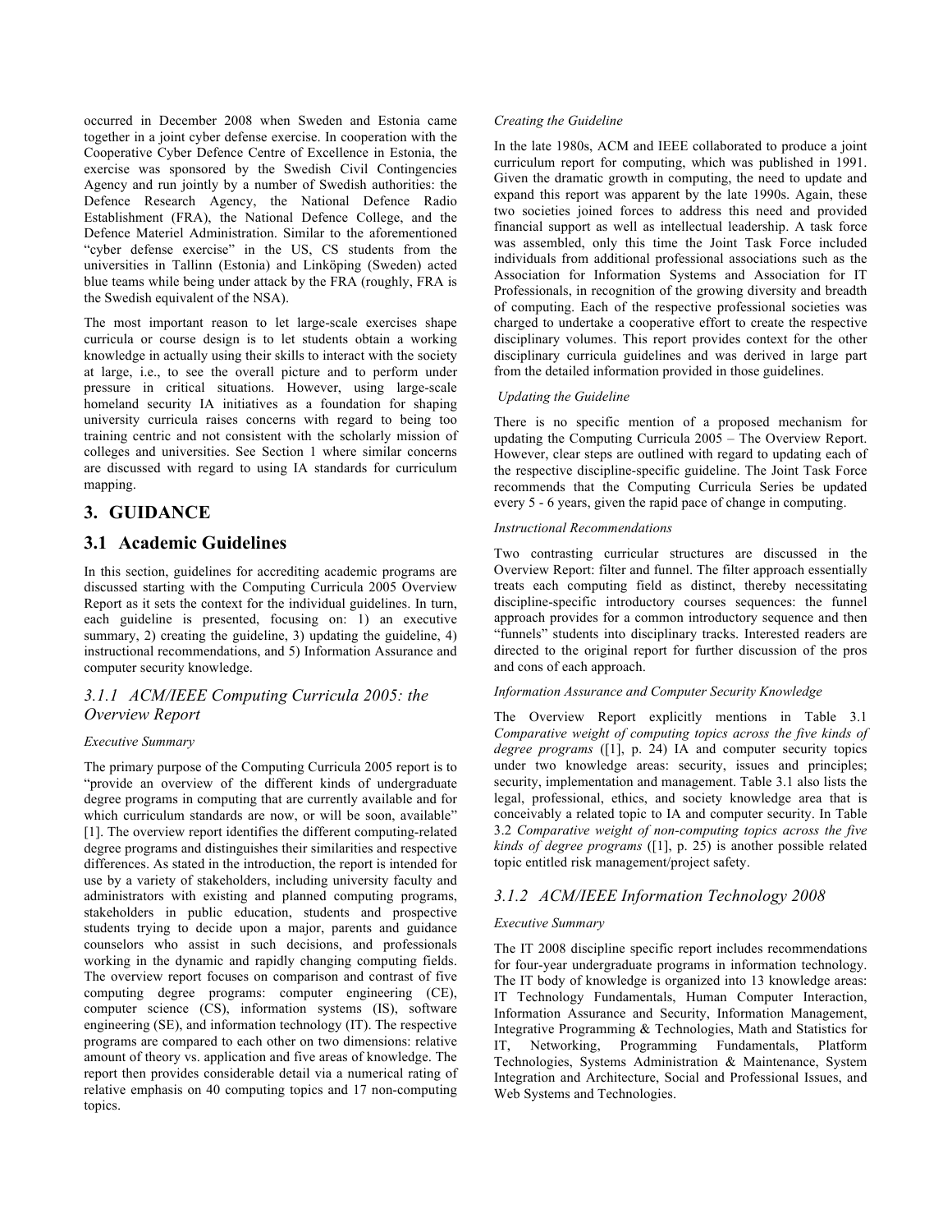occurred in December 2008 when Sweden and Estonia came together in a joint cyber defense exercise. In cooperation with the Cooperative Cyber Defence Centre of Excellence in Estonia, the exercise was sponsored by the Swedish Civil Contingencies Agency and run jointly by a number of Swedish authorities: the Defence Research Agency, the National Defence Radio Establishment (FRA), the National Defence College, and the Defence Materiel Administration. Similar to the aforementioned "cyber defense exercise" in the US, CS students from the universities in Tallinn (Estonia) and Linköping (Sweden) acted blue teams while being under attack by the FRA (roughly, FRA is the Swedish equivalent of the NSA).

The most important reason to let large-scale exercises shape curricula or course design is to let students obtain a working knowledge in actually using their skills to interact with the society at large, i.e., to see the overall picture and to perform under pressure in critical situations. However, using large-scale homeland security IA initiatives as a foundation for shaping university curricula raises concerns with regard to being too training centric and not consistent with the scholarly mission of colleges and universities. See Section 1 where similar concerns are discussed with regard to using IA standards for curriculum mapping.

## 3. GUIDANCE

### 3.1 Academic Guidelines

In this section, guidelines for accrediting academic programs are discussed starting with the Computing Curricula 2005 Overview Report as it sets the context for the individual guidelines. In turn, each guideline is presented, focusing on: 1) an executive summary, 2) creating the guideline, 3) updating the guideline, 4) instructional recommendations, and 5) Information Assurance and computer security knowledge.

#### *3.1.1 ACM/IEEE Computing Curricula 2005: the Overview Report*

*Executive Summary*

The primary purpose of the Computing Curricula 2005 report is to "provide an overview of the different kinds of undergraduate degree programs in computing that are currently available and for which curriculum standards are now, or will be soon, available" [1]. The overview report identifies the different computing-related degree programs and distinguishes their similarities and respective differences. As stated in the introduction, the report is intended for use by a variety of stakeholders, including university faculty and administrators with existing and planned computing programs, stakeholders in public education, students and prospective students trying to decide upon a major, parents and guidance counselors who assist in such decisions, and professionals working in the dynamic and rapidly changing computing fields. The overview report focuses on comparison and contrast of five computing degree programs: computer engineering (CE), computer science (CS), information systems (IS), software engineering (SE), and information technology (IT). The respective programs are compared to each other on two dimensions: relative amount of theory vs. application and five areas of knowledge. The report then provides considerable detail via a numerical rating of relative emphasis on 40 computing topics and 17 non-computing topics.

*Creating the Guideline*

In the late 1980s, ACM and IEEE collaborated to produce a joint curriculum report for computing, which was published in 1991. Given the dramatic growth in computing, the need to update and expand this report was apparent by the late 1990s. Again, these two societies joined forces to address this need and provided financial support as well as intellectual leadership. A task force was assembled, only this time the Joint Task Force included individuals from additional professional associations such as the Association for Information Systems and Association for IT Professionals, in recognition of the growing diversity and breadth of computing. Each of the respective professional societies was charged to undertake a cooperative effort to create the respective disciplinary volumes. This report provides context for the other disciplinary curricula guidelines and was derived in large part from the detailed information provided in those guidelines.

*Updating the Guideline*

There is no specific mention of a proposed mechanism for updating the Computing Curricula 2005 – The Overview Report. However, clear steps are outlined with regard to updating each of the respective discipline-specific guideline. The Joint Task Force recommends that the Computing Curricula Series be updated every 5 - 6 years, given the rapid pace of change in computing.

*Instructional Recommendations*

Two contrasting curricular structures are discussed in the Overview Report: filter and funnel. The filter approach essentially treats each computing field as distinct, thereby necessitating discipline-specific introductory courses sequences: the funnel approach provides for a common introductory sequence and then "funnels" students into disciplinary tracks. Interested readers are directed to the original report for further discussion of the pros and cons of each approach.

*Information Assurance and Computer Security Knowledge*

The Overview Report explicitly mentions in Table 3.1 *Comparative weight of computing topics across the five kinds of degree programs* ([1], p. 24) IA and computer security topics under two knowledge areas: security, issues and principles; security, implementation and management. Table 3.1 also lists the legal, professional, ethics, and society knowledge area that is conceivably a related topic to IA and computer security. In Table 3.2 *Comparative weight of non-computing topics across the five kinds of degree programs* ([1], p. 25) is another possible related topic entitled risk management/project safety.

#### *3.1.2 ACM/IEEE Information Technology 2008*

*Executive Summary*

The IT 2008 discipline specific report includes recommendations for four-year undergraduate programs in information technology. The IT body of knowledge is organized into 13 knowledge areas: IT Technology Fundamentals, Human Computer Interaction, Information Assurance and Security, Information Management, Integrative Programming & Technologies, Math and Statistics for IT, Networking, Programming Fundamentals, Platform Technologies, Systems Administration & Maintenance, System Integration and Architecture, Social and Professional Issues, and Web Systems and Technologies.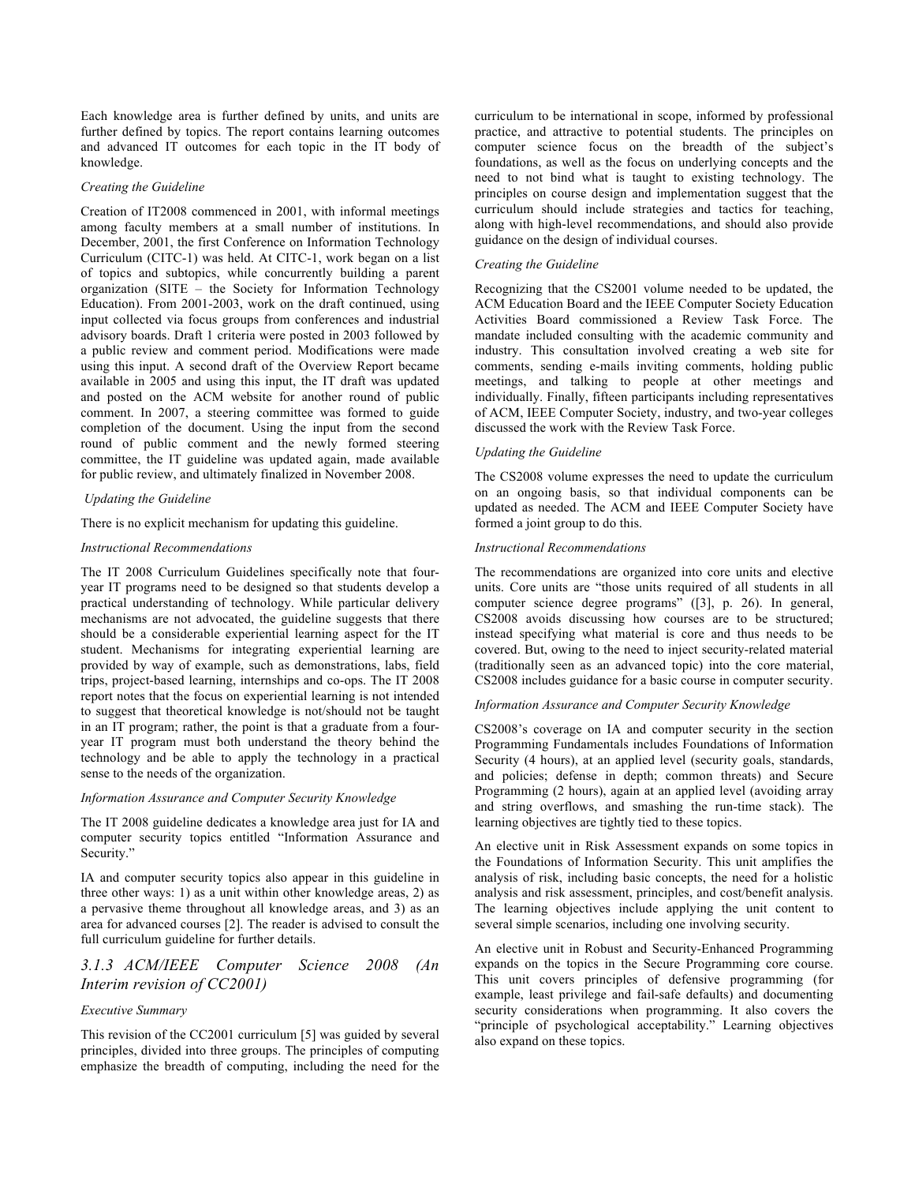Each knowledge area is further defined by units, and units are further defined by topics. The report contains learning outcomes and advanced IT outcomes for each topic in the IT body of knowledge.

*Creating the Guideline*

Creation of IT2008 commenced in 2001, with informal meetings among faculty members at a small number of institutions. In December, 2001, the first Conference on Information Technology Curriculum (CITC-1) was held. At CITC-1, work began on a list of topics and subtopics, while concurrently building a parent organization (SITE – the Society for Information Technology Education). From 2001-2003, work on the draft continued, using input collected via focus groups from conferences and industrial advisory boards. Draft 1 criteria were posted in 2003 followed by a public review and comment period. Modifications were made using this input. A second draft of the Overview Report became available in 2005 and using this input, the IT draft was updated and posted on the ACM website for another round of public comment. In 2007, a steering committee was formed to guide completion of the document. Using the input from the second round of public comment and the newly formed steering committee, the IT guideline was updated again, made available for public review, and ultimately finalized in November 2008.

*Updating the Guideline*

There is no explicit mechanism for updating this guideline.

*Instructional Recommendations*

The IT 2008 Curriculum Guidelines specifically note that four-year IT programs need to be designed so that students develop a practical understanding of technology. While particular delivery mechanisms are not advocated, the guideline suggests that there should be a considerable experiential learning aspect for the IT student. Mechanisms for integrating experiential learning are provided by way of example, such as demonstrations, labs, field trips, project-based learning, internships and co-ops. The IT 2008 report notes that the focus on experiential learning is not intended to suggest that theoretical knowledge is not/should not be taught in an IT program; rather, the point is that a graduate from a four-year IT program must both understand the theory behind the technology and be able to apply the technology in a practical sense to the needs of the organization.

*Information Assurance and Computer Security Knowledge*

The IT 2008 guideline dedicates a knowledge area just for IA and computer security topics entitled "Information Assurance and Security."

IA and computer security topics also appear in this guideline in three other ways: 1) as a unit within other knowledge areas, 2) as a pervasive theme throughout all knowledge areas, and 3) as an area for advanced courses [2]. The reader is advised to consult the full curriculum guideline for further details.

### *3.1.3 ACM/IEEE Computer Science 2008 (An Interim revision of CC2001)*

*Executive Summary*

This revision of the CC2001 curriculum [5] was guided by several principles, divided into three groups. The principles of computing emphasize the breadth of computing, including the need for the curriculum to be international in scope, informed by professional practice, and attractive to potential students. The principles on computer science focus on the breadth of the subject's foundations, as well as the focus on underlying concepts and the need to not bind what is taught to existing technology. The principles on course design and implementation suggest that the curriculum should include strategies and tactics for teaching, along with high-level recommendations, and should also provide guidance on the design of individual courses.

*Creating the Guideline*

Recognizing that the CS2001 volume needed to be updated, the ACM Education Board and the IEEE Computer Society Education Activities Board commissioned a Review Task Force. The mandate included consulting with the academic community and industry. This consultation involved creating a web site for comments, sending e-mails inviting comments, holding public meetings, and talking to people at other meetings and individually. Finally, fifteen participants including representatives of ACM, IEEE Computer Society, industry, and two-year colleges discussed the work with the Review Task Force.

*Updating the Guideline*

The CS2008 volume expresses the need to update the curriculum on an ongoing basis, so that individual components can be updated as needed. The ACM and IEEE Computer Society have formed a joint group to do this.

*Instructional Recommendations*

The recommendations are organized into core units and elective units. Core units are "those units required of all students in all computer science degree programs" ([3], p. 26). In general, CS2008 avoids discussing how courses are to be structured; instead specifying what material is core and thus needs to be covered. But, owing to the need to inject security-related material (traditionally seen as an advanced topic) into the core material, CS2008 includes guidance for a basic course in computer security.

*Information Assurance and Computer Security Knowledge*

CS2008's coverage on IA and computer security in the section Programming Fundamentals includes Foundations of Information Security (4 hours), at an applied level (security goals, standards, and policies; defense in depth; common threats) and Secure Programming (2 hours), again at an applied level (avoiding array and string overflows, and smashing the run-time stack). The learning objectives are tightly tied to these topics.

An elective unit in Risk Assessment expands on some topics in the Foundations of Information Security. This unit amplifies the analysis of risk, including basic concepts, the need for a holistic analysis and risk assessment, principles, and cost/benefit analysis. The learning objectives include applying the unit content to several simple scenarios, including one involving security.

An elective unit in Robust and Security-Enhanced Programming expands on the topics in the Secure Programming core course. This unit covers principles of defensive programming (for example, least privilege and fail-safe defaults) and documenting security considerations when programming. It also covers the "principle of psychological acceptability." Learning objectives also expand on these topics.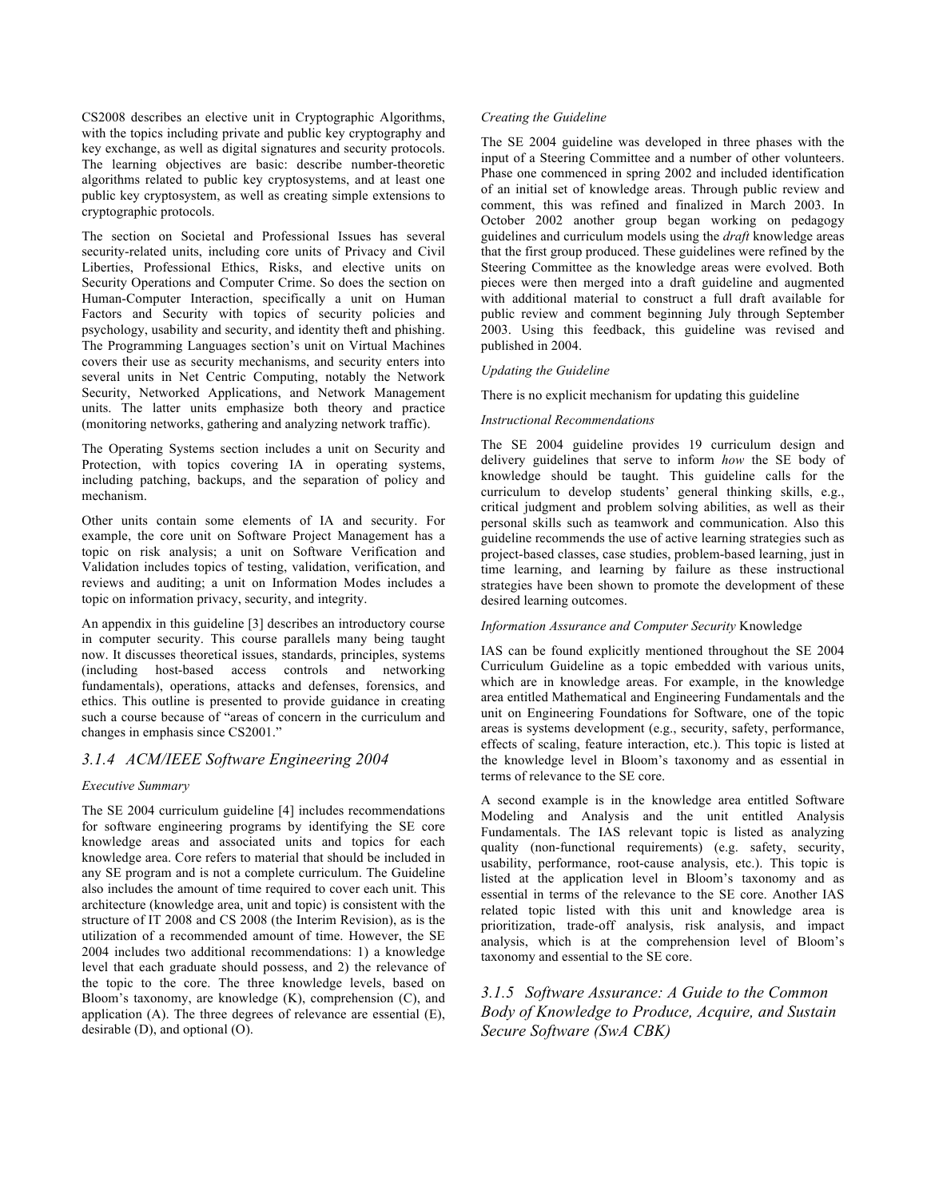CS2008 describes an elective unit in Cryptographic Algorithms, with the topics including private and public key cryptography and key exchange, as well as digital signatures and security protocols. The learning objectives are basic: describe number-theoretic algorithms related to public key cryptosystems, and at least one public key cryptosystem, as well as creating simple extensions to cryptographic protocols.

The section on Societal and Professional Issues has several security-related units, including core units of Privacy and Civil Liberties, Professional Ethics, Risks, and elective units on Security Operations and Computer Crime. So does the section on Human-Computer Interaction, specifically a unit on Human Factors and Security with topics of security policies and psychology, usability and security, and identity theft and phishing. The Programming Languages section's unit on Virtual Machines covers their use as security mechanisms, and security enters into several units in Net Centric Computing, notably the Network Security, Networked Applications, and Network Management units. The latter units emphasize both theory and practice (monitoring networks, gathering and analyzing network traffic).

The Operating Systems section includes a unit on Security and Protection, with topics covering IA in operating systems, including patching, backups, and the separation of policy and mechanism.

Other units contain some elements of IA and security. For example, the core unit on Software Project Management has a topic on risk analysis; a unit on Software Verification and Validation includes topics of testing, validation, verification, and reviews and auditing; a unit on Information Modes includes a topic on information privacy, security, and integrity.

An appendix in this guideline [3] describes an introductory course in computer security. This course parallels many being taught now. It discusses theoretical issues, standards, principles, systems (including host-based access controls and networking fundamentals), operations, attacks and defenses, forensics, and ethics. This outline is presented to provide guidance in creating such a course because of "areas of concern in the curriculum and changes in emphasis since CS2001."

### *3.1.4 ACM/IEEE Software Engineering 2004*

*Executive Summary*

The SE 2004 curriculum guideline [4] includes recommendations for software engineering programs by identifying the SE core knowledge areas and associated units and topics for each knowledge area. Core refers to material that should be included in any SE program and is not a complete curriculum. The Guideline also includes the amount of time required to cover each unit. This architecture (knowledge area, unit and topic) is consistent with the structure of IT 2008 and CS 2008 (the Interim Revision), as is the utilization of a recommended amount of time. However, the SE 2004 includes two additional recommendations: 1) a knowledge level that each graduate should possess, and 2) the relevance of the topic to the core. The three knowledge levels, based on Bloom's taxonomy, are knowledge (K), comprehension (C), and application (A). The three degrees of relevance are essential (E), desirable (D), and optional (O).

*Creating the Guideline*

The SE 2004 guideline was developed in three phases with the input of a Steering Committee and a number of other volunteers. Phase one commenced in spring 2002 and included identification of an initial set of knowledge areas. Through public review and comment, this was refined and finalized in March 2003. In October 2002 another group began working on pedagogy guidelines and curriculum models using the *draft* knowledge areas that the first group produced. These guidelines were refined by the Steering Committee as the knowledge areas were evolved. Both pieces were then merged into a draft guideline and augmented with additional material to construct a full draft available for public review and comment beginning July through September 2003. Using this feedback, this guideline was revised and published in 2004.

*Updating the Guideline*

There is no explicit mechanism for updating this guideline

*Instructional Recommendations*

The SE 2004 guideline provides 19 curriculum design and delivery guidelines that serve to inform *how* the SE body of knowledge should be taught. This guideline calls for the curriculum to develop students' general thinking skills, e.g., critical judgment and problem solving abilities, as well as their personal skills such as teamwork and communication. Also this guideline recommends the use of active learning strategies such as project-based classes, case studies, problem-based learning, just in time learning, and learning by failure as these instructional strategies have been shown to promote the development of these desired learning outcomes.

*Information Assurance and Computer Security* Knowledge

IAS can be found explicitly mentioned throughout the SE 2004 Curriculum Guideline as a topic embedded with various units, which are in knowledge areas. For example, in the knowledge area entitled Mathematical and Engineering Fundamentals and the unit on Engineering Foundations for Software, one of the topic areas is systems development (e.g., security, safety, performance, effects of scaling, feature interaction, etc.). This topic is listed at the knowledge level in Bloom's taxonomy and as essential in terms of relevance to the SE core.

A second example is in the knowledge area entitled Software Modeling and Analysis and the unit entitled Analysis Fundamentals. The IAS relevant topic is listed as analyzing quality (non-functional requirements) (e.g. safety, security, usability, performance, root-cause analysis, etc.). This topic is listed at the application level in Bloom's taxonomy and as essential in terms of the relevance to the SE core. Another IAS related topic listed with this unit and knowledge area is prioritization, trade-off analysis, risk analysis, and impact analysis, which is at the comprehension level of Bloom's taxonomy and essential to the SE core.

### *3.1.5 Software Assurance: A Guide to the Common Body of Knowledge to Produce, Acquire, and Sustain Secure Software (SwA CBK)*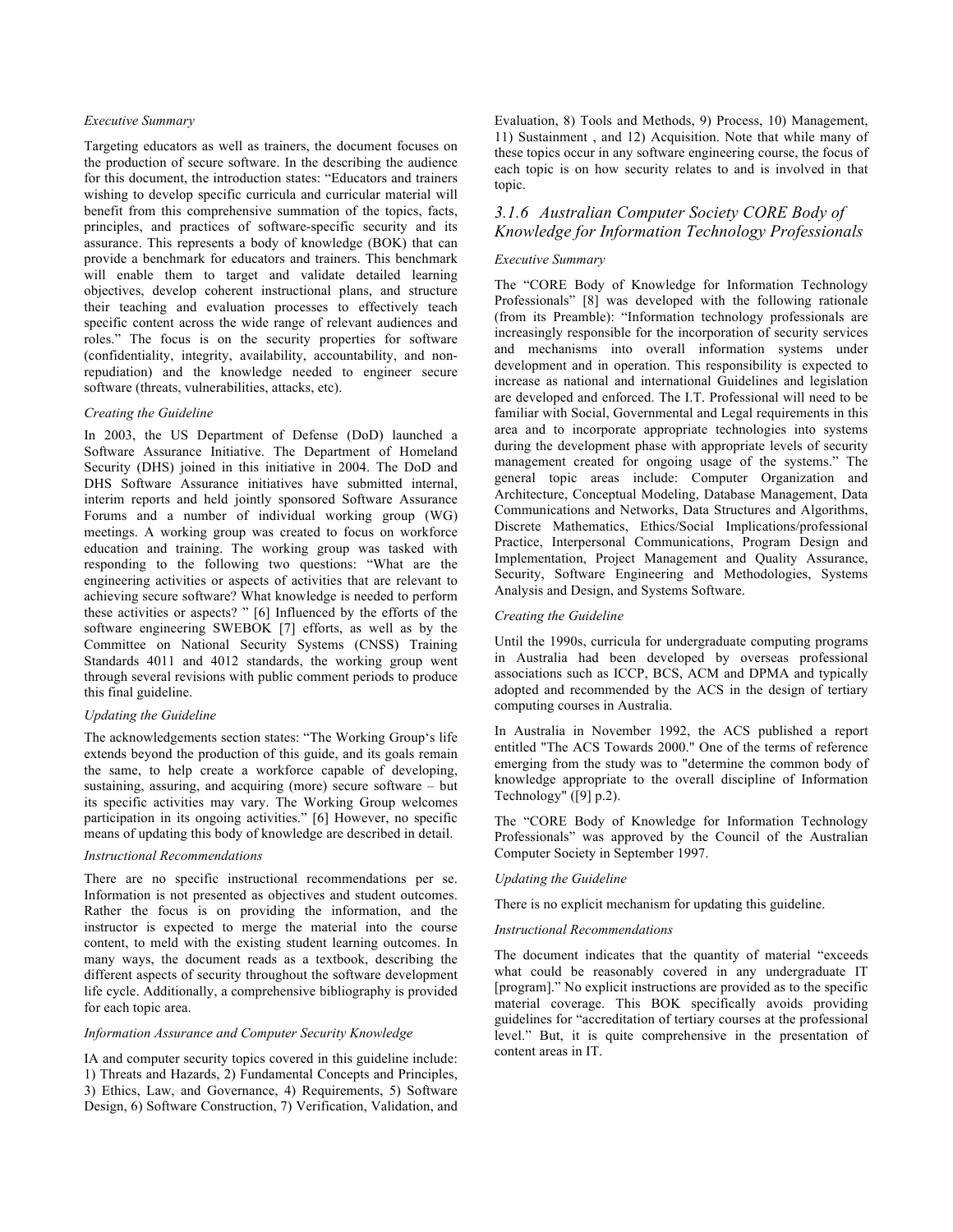*Executive Summary*

Targeting educators as well as trainers, the document focuses on the production of secure software. In the describing the audience for this document, the introduction states: "Educators and trainers wishing to develop specific curricula and curricular material will benefit from this comprehensive summation of the topics, facts, principles, and practices of software-specific security and its assurance. This represents a body of knowledge (BOK) that can provide a benchmark for educators and trainers. This benchmark will enable them to target and validate detailed learning objectives, develop coherent instructional plans, and structure their teaching and evaluation processes to effectively teach specific content across the wide range of relevant audiences and roles." The focus is on the security properties for software (confidentiality, integrity, availability, accountability, and non-repudiation) and the knowledge needed to engineer secure software (threats, vulnerabilities, attacks, etc).

*Creating the Guideline*

In 2003, the US Department of Defense (DoD) launched a Software Assurance Initiative. The Department of Homeland Security (DHS) joined in this initiative in 2004. The DoD and DHS Software Assurance initiatives have submitted internal, interim reports and held jointly sponsored Software Assurance Forums and a number of individual working group (WG) meetings. A working group was created to focus on workforce education and training. The working group was tasked with responding to the following two questions: "What are the engineering activities or aspects of activities that are relevant to achieving secure software? What knowledge is needed to perform these activities or aspects? " [6] Influenced by the efforts of the software engineering SWEBOK [7] efforts, as well as by the Committee on National Security Systems (CNSS) Training Standards 4011 and 4012 standards, the working group went through several revisions with public comment periods to produce this final guideline.

*Updating the Guideline*

The acknowledgements section states: "The Working Group's life extends beyond the production of this guide, and its goals remain the same, to help create a workforce capable of developing, sustaining, assuring, and acquiring (more) secure software – but its specific activities may vary. The Working Group welcomes participation in its ongoing activities." [6] However, no specific means of updating this body of knowledge are described in detail.

*Instructional Recommendations*

There are no specific instructional recommendations per se. Information is not presented as objectives and student outcomes. Rather the focus is on providing the information, and the instructor is expected to merge the material into the course content, to meld with the existing student learning outcomes. In many ways, the document reads as a textbook, describing the different aspects of security throughout the software development life cycle. Additionally, a comprehensive bibliography is provided for each topic area.

*Information Assurance and Computer Security Knowledge*

IA and computer security topics covered in this guideline include: 1) Threats and Hazards, 2) Fundamental Concepts and Principles, 3) Ethics, Law, and Governance, 4) Requirements, 5) Software Design, 6) Software Construction, 7) Verification, Validation, and Evaluation, 8) Tools and Methods, 9) Process, 10) Management, 11) Sustainment , and 12) Acquisition. Note that while many of these topics occur in any software engineering course, the focus of each topic is on how security relates to and is involved in that topic.

### *3.1.6 Australian Computer Society CORE Body of Knowledge for Information Technology Professionals*

*Executive Summary*

The "CORE Body of Knowledge for Information Technology Professionals" [8] was developed with the following rationale (from its Preamble): "Information technology professionals are increasingly responsible for the incorporation of security services and mechanisms into overall information systems under development and in operation. This responsibility is expected to increase as national and international Guidelines and legislation are developed and enforced. The I.T. Professional will need to be familiar with Social, Governmental and Legal requirements in this area and to incorporate appropriate technologies into systems during the development phase with appropriate levels of security management created for ongoing usage of the systems." The general topic areas include: Computer Organization and Architecture, Conceptual Modeling, Database Management, Data Communications and Networks, Data Structures and Algorithms, Discrete Mathematics, Ethics/Social Implications/professional Practice, Interpersonal Communications, Program Design and Implementation, Project Management and Quality Assurance, Security, Software Engineering and Methodologies, Systems Analysis and Design, and Systems Software.

*Creating the Guideline*

Until the 1990s, curricula for undergraduate computing programs in Australia had been developed by overseas professional associations such as ICCP, BCS, ACM and DPMA and typically adopted and recommended by the ACS in the design of tertiary computing courses in Australia.

In Australia in November 1992, the ACS published a report entitled "The ACS Towards 2000." One of the terms of reference emerging from the study was to "determine the common body of knowledge appropriate to the overall discipline of Information Technology" ([9] p.2).

The "CORE Body of Knowledge for Information Technology Professionals" was approved by the Council of the Australian Computer Society in September 1997.

*Updating the Guideline*

There is no explicit mechanism for updating this guideline.

*Instructional Recommendations*

The document indicates that the quantity of material "exceeds what could be reasonably covered in any undergraduate IT [program]." No explicit instructions are provided as to the specific material coverage. This BOK specifically avoids providing guidelines for "accreditation of tertiary courses at the professional level." But, it is quite comprehensive in the presentation of content areas in IT.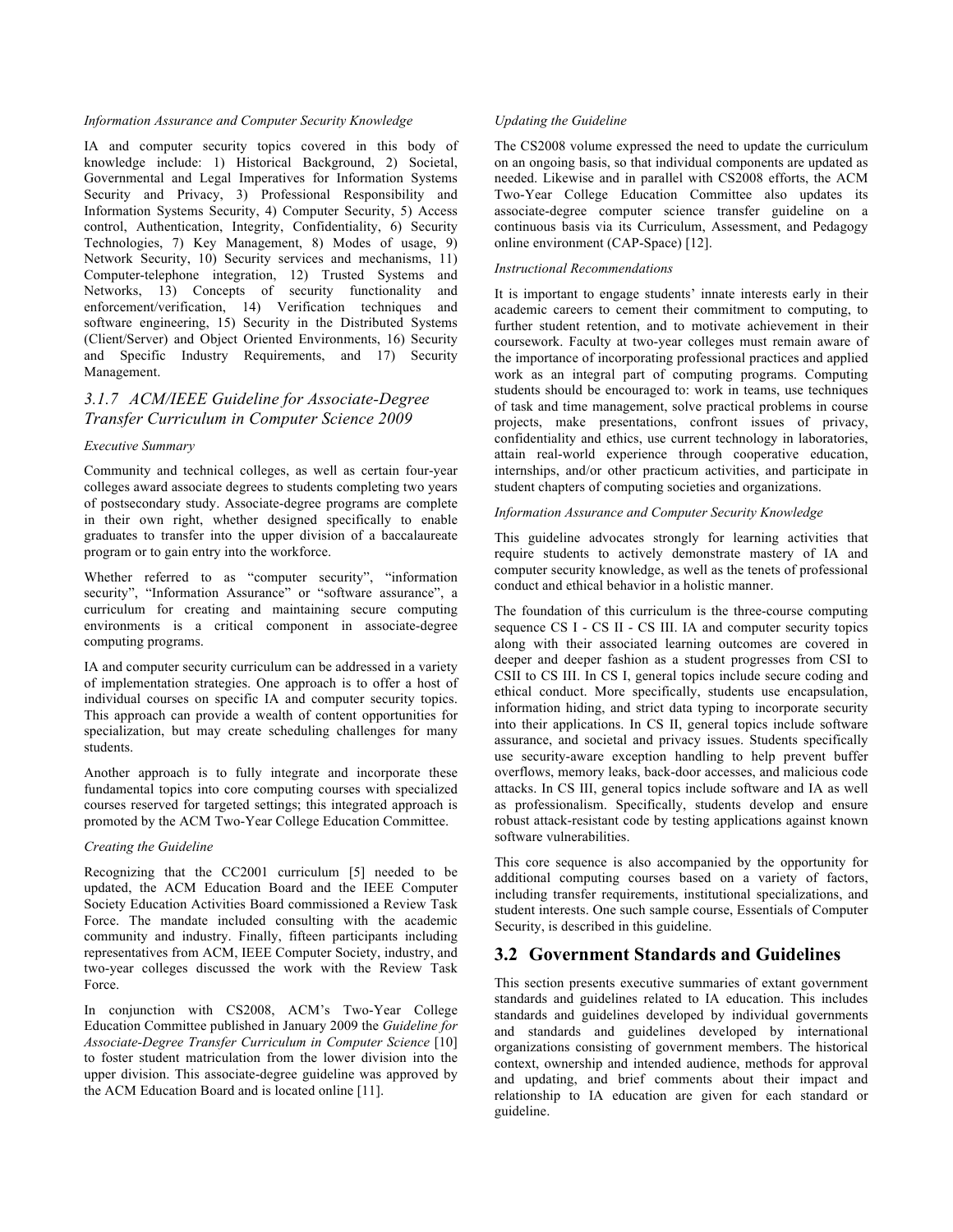*Information Assurance and Computer Security Knowledge*

IA and computer security topics covered in this body of knowledge include: 1) Historical Background, 2) Societal, Governmental and Legal Imperatives for Information Systems Security and Privacy, 3) Professional Responsibility and Information Systems Security, 4) Computer Security, 5) Access control, Authentication, Integrity, Confidentiality, 6) Security Technologies, 7) Key Management, 8) Modes of usage, 9) Network Security, 10) Security services and mechanisms, 11) Computer-telephone integration, 12) Trusted Systems and Networks, 13) Concepts of security functionality and enforcement/verification, 14) Verification techniques and software engineering, 15) Security in the Distributed Systems (Client/Server) and Object Oriented Environments, 16) Security and Specific Industry Requirements, and 17) Security Management.

### *3.1.7 ACM/IEEE Guideline for Associate-Degree Transfer Curriculum in Computer Science 2009*

*Executive Summary*

Community and technical colleges, as well as certain four-year colleges award associate degrees to students completing two years of postsecondary study. Associate-degree programs are complete in their own right, whether designed specifically to enable graduates to transfer into the upper division of a baccalaureate program or to gain entry into the workforce.

Whether referred to as "computer security", "information security", "Information Assurance" or "software assurance", a curriculum for creating and maintaining secure computing environments is a critical component in associate-degree computing programs.

IA and computer security curriculum can be addressed in a variety of implementation strategies. One approach is to offer a host of individual courses on specific IA and computer security topics. This approach can provide a wealth of content opportunities for specialization, but may create scheduling challenges for many students.

Another approach is to fully integrate and incorporate these fundamental topics into core computing courses with specialized courses reserved for targeted settings; this integrated approach is promoted by the ACM Two-Year College Education Committee.

*Creating the Guideline*

Recognizing that the CC2001 curriculum [5] needed to be updated, the ACM Education Board and the IEEE Computer Society Education Activities Board commissioned a Review Task Force. The mandate included consulting with the academic community and industry. Finally, fifteen participants including representatives from ACM, IEEE Computer Society, industry, and two-year colleges discussed the work with the Review Task Force.

In conjunction with CS2008, ACM's Two-Year College Education Committee published in January 2009 the *Guideline for Associate-Degree Transfer Curriculum in Computer Science* [10] to foster student matriculation from the lower division into the upper division. This associate-degree guideline was approved by the ACM Education Board and is located online [11].

*Updating the Guideline*

The CS2008 volume expressed the need to update the curriculum on an ongoing basis, so that individual components are updated as needed. Likewise and in parallel with CS2008 efforts, the ACM Two-Year College Education Committee also updates its associate-degree computer science transfer guideline on a continuous basis via its Curriculum, Assessment, and Pedagogy online environment (CAP-Space) [12].

*Instructional Recommendations*

It is important to engage students' innate interests early in their academic careers to cement their commitment to computing, to further student retention, and to motivate achievement in their coursework. Faculty at two-year colleges must remain aware of the importance of incorporating professional practices and applied work as an integral part of computing programs. Computing students should be encouraged to: work in teams, use techniques of task and time management, solve practical problems in course projects, make presentations, confront issues of privacy, confidentiality and ethics, use current technology in laboratories, attain real-world experience through cooperative education, internships, and/or other practicum activities, and participate in student chapters of computing societies and organizations.

*Information Assurance and Computer Security Knowledge*

This guideline advocates strongly for learning activities that require students to actively demonstrate mastery of IA and computer security knowledge, as well as the tenets of professional conduct and ethical behavior in a holistic manner.

The foundation of this curriculum is the three-course computing sequence CS I - CS II - CS III. IA and computer security topics along with their associated learning outcomes are covered in deeper and deeper fashion as a student progresses from CSI to CSII to CS III. In CS I, general topics include secure coding and ethical conduct. More specifically, students use encapsulation, information hiding, and strict data typing to incorporate security into their applications. In CS II, general topics include software assurance, and societal and privacy issues. Students specifically use security-aware exception handling to help prevent buffer overflows, memory leaks, back-door accesses, and malicious code attacks. In CS III, general topics include software and IA as well as professionalism. Specifically, students develop and ensure robust attack-resistant code by testing applications against known software vulnerabilities.

This core sequence is also accompanied by the opportunity for additional computing courses based on a variety of factors, including transfer requirements, institutional specializations, and student interests. One such sample course, Essentials of Computer Security, is described in this guideline.

## 3.2 Government Standards and Guidelines

This section presents executive summaries of extant government standards and guidelines related to IA education. This includes standards and guidelines developed by individual governments and standards and guidelines developed by international organizations consisting of government members. The historical context, ownership and intended audience, methods for approval and updating, and brief comments about their impact and relationship to IA education are given for each standard or guideline.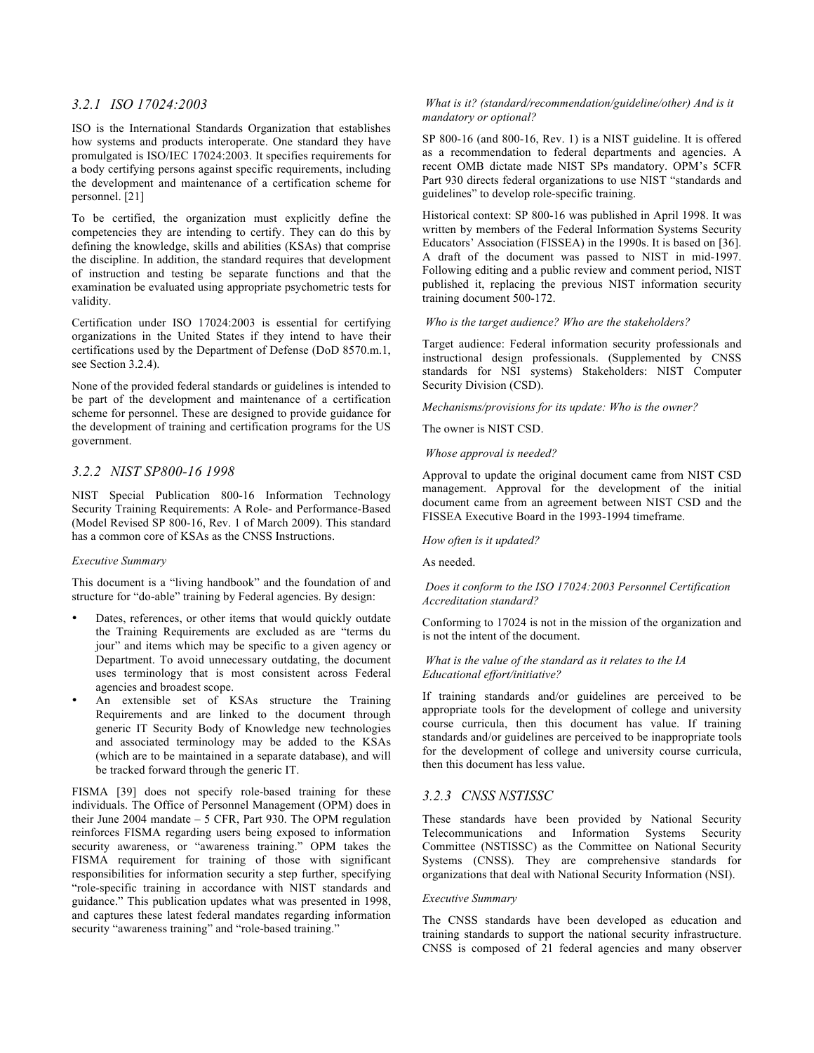### *3.2.1 ISO 17024:2003*

ISO is the International Standards Organization that establishes how systems and products interoperate. One standard they have promulgated is ISO/IEC 17024:2003. It specifies requirements for a body certifying persons against specific requirements, including the development and maintenance of a certification scheme for personnel. [21]

To be certified, the organization must explicitly define the competencies they are intending to certify. They can do this by defining the knowledge, skills and abilities (KSAs) that comprise the discipline. In addition, the standard requires that development of instruction and testing be separate functions and that the examination be evaluated using appropriate psychometric tests for validity.

Certification under ISO 17024:2003 is essential for certifying organizations in the United States if they intend to have their certifications used by the Department of Defense (DoD 8570.m.1, see Section 3.2.4).

None of the provided federal standards or guidelines is intended to be part of the development and maintenance of a certification scheme for personnel. These are designed to provide guidance for the development of training and certification programs for the US government.

### *3.2.2 NIST SP800-16 1998*

NIST Special Publication 800-16 Information Technology Security Training Requirements: A Role- and Performance-Based (Model Revised SP 800-16, Rev. 1 of March 2009). This standard has a common core of KSAs as the CNSS Instructions.

*Executive Summary*

This document is a "living handbook" and the foundation of and structure for "do-able" training by Federal agencies. By design:

- Dates, references, or other items that would quickly outdate the Training Requirements are excluded as are "terms du jour" and items which may be specific to a given agency or Department. To avoid unnecessary outdating, the document uses terminology that is most consistent across Federal agencies and broadest scope.
- An extensible set of KSAs structure the Training Requirements and are linked to the document through generic IT Security Body of Knowledge new technologies and associated terminology may be added to the KSAs (which are to be maintained in a separate database), and will be tracked forward through the generic IT.

FISMA [39] does not specify role-based training for these individuals. The Office of Personnel Management (OPM) does in their June 2004 mandate – 5 CFR, Part 930. The OPM regulation reinforces FISMA regarding users being exposed to information security awareness, or "awareness training." OPM takes the FISMA requirement for training of those with significant responsibilities for information security a step further, specifying "role-specific training in accordance with NIST standards and guidance." This publication updates what was presented in 1998, and captures these latest federal mandates regarding information security "awareness training" and "role-based training."

*What is it? (standard/recommendation/guideline/other) And is it mandatory or optional?*

SP 800-16 (and 800-16, Rev. 1) is a NIST guideline. It is offered as a recommendation to federal departments and agencies. A recent OMB dictate made NIST SPs mandatory. OPM's 5CFR Part 930 directs federal organizations to use NIST "standards and guidelines" to develop role-specific training.

Historical context: SP 800-16 was published in April 1998. It was written by members of the Federal Information Systems Security Educators' Association (FISSEA) in the 1990s. It is based on [36]. A draft of the document was passed to NIST in mid-1997. Following editing and a public review and comment period, NIST published it, replacing the previous NIST information security training document 500-172.

*Who is the target audience? Who are the stakeholders?*

Target audience: Federal information security professionals and instructional design professionals. (Supplemented by CNSS standards for NSI systems) Stakeholders: NIST Computer Security Division (CSD).

*Mechanisms/provisions for its update: Who is the owner?*

The owner is NIST CSD.

*Whose approval is needed?*

Approval to update the original document came from NIST CSD management. Approval for the development of the initial document came from an agreement between NIST CSD and the FISSEA Executive Board in the 1993-1994 timeframe.

*How often is it updated?*

As needed.

*Does it conform to the ISO 17024:2003 Personnel Certification Accreditation standard?*

Conforming to 17024 is not in the mission of the organization and is not the intent of the document.

*What is the value of the standard as it relates to the IA Educational effort/initiative?*

If training standards and/or guidelines are perceived to be appropriate tools for the development of college and university course curricula, then this document has value. If training standards and/or guidelines are perceived to be inappropriate tools for the development of college and university course curricula, then this document has less value.

### *3.2.3 CNSS NSTISSC*

These standards have been provided by National Security Telecommunications and Information Systems Security Committee (NSTISSC) as the Committee on National Security Systems (CNSS). They are comprehensive standards for organizations that deal with National Security Information (NSI).

*Executive Summary*

The CNSS standards have been developed as education and training standards to support the national security infrastructure. CNSS is composed of 21 federal agencies and many observer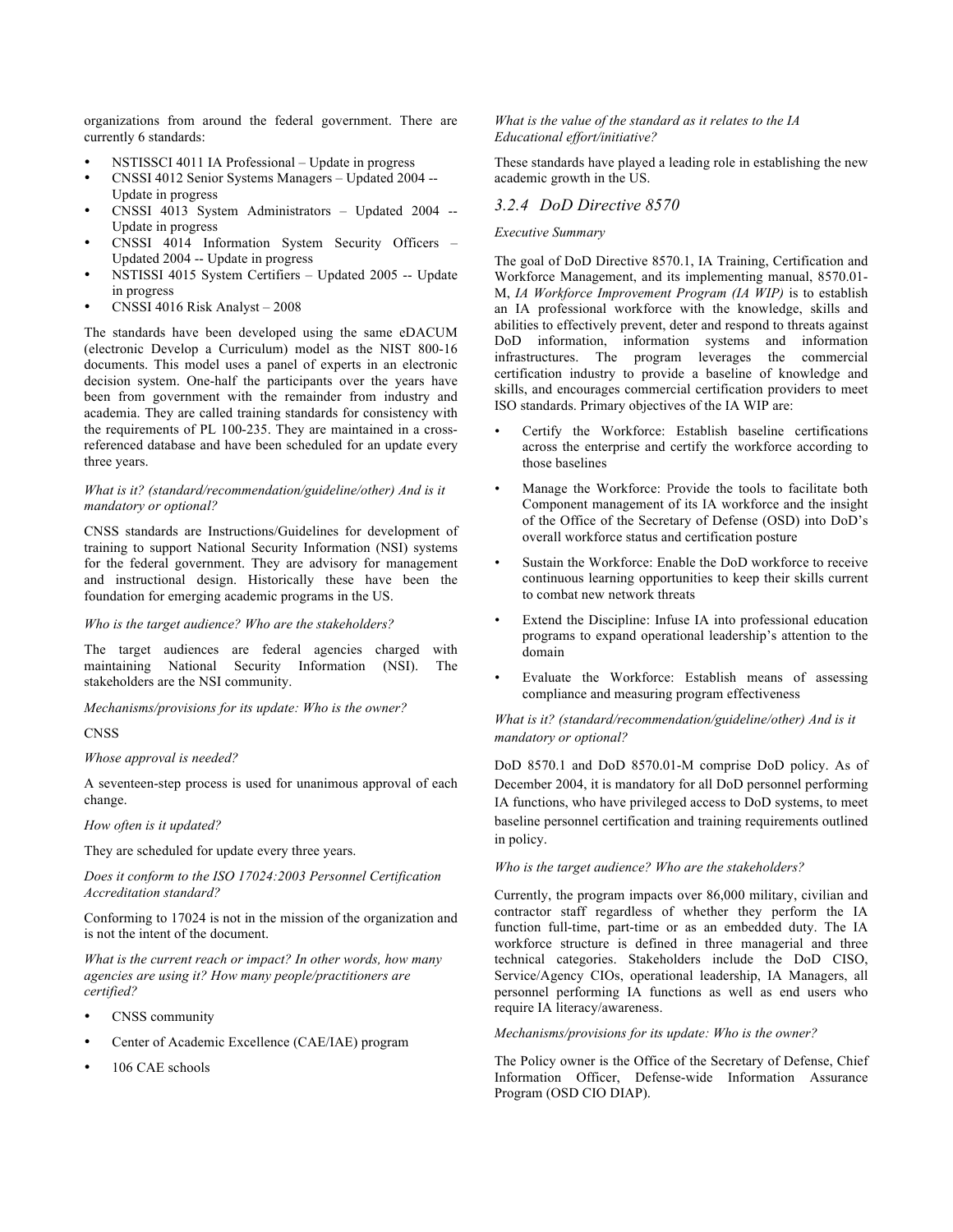organizations from around the federal government. There are currently 6 standards:

- NSTISSCI 4011 IA Professional – Update in progress
- CNSSI 4012 Senior Systems Managers – Updated 2004 -- Update in progress
- CNSSI 4013 System Administrators – Updated 2004 -- Update in progress
- CNSSI 4014 Information System Security Officers – Updated 2004 -- Update in progress
- NSTISSI 4015 System Certifiers – Updated 2005 -- Update in progress
- CNSSI 4016 Risk Analyst – 2008

The standards have been developed using the same eDACUM (electronic Develop a Curriculum) model as the NIST 800-16 documents. This model uses a panel of experts in an electronic decision system. One-half the participants over the years have been from government with the remainder from industry and academia. They are called training standards for consistency with the requirements of PL 100-235. They are maintained in a cross-referenced database and have been scheduled for an update every three years.

*What is it? (standard/recommendation/guideline/other) And is it mandatory or optional?*

CNSS standards are Instructions/Guidelines for development of training to support National Security Information (NSI) systems for the federal government. They are advisory for management and instructional design. Historically these have been the foundation for emerging academic programs in the US.

*Who is the target audience? Who are the stakeholders?*

The target audiences are federal agencies charged with maintaining National Security Information (NSI). The stakeholders are the NSI community.

*Mechanisms/provisions for its update: Who is the owner?*

CNSS

*Whose approval is needed?*

A seventeen-step process is used for unanimous approval of each change.

*How often is it updated?*

They are scheduled for update every three years.

*Does it conform to the ISO 17024:2003 Personnel Certification Accreditation standard?*

Conforming to 17024 is not in the mission of the organization and is not the intent of the document.

*What is the current reach or impact? In other words, how many agencies are using it? How many people/practitioners are certified?*

- CNSS community
- Center of Academic Excellence (CAE/IAE) program
- 106 CAE schools

*What is the value of the standard as it relates to the IA Educational effort/initiative?*

These standards have played a leading role in establishing the new academic growth in the US.

### *3.2.4 DoD Directive 8570*

*Executive Summary*

The goal of DoD Directive 8570.1, IA Training, Certification and Workforce Management, and its implementing manual, 8570.01-M, *IA Workforce Improvement Program (IA WIP)* is to establish an IA professional workforce with the knowledge, skills and abilities to effectively prevent, deter and respond to threats against DoD information, information systems and information infrastructures. The program leverages the commercial certification industry to provide a baseline of knowledge and skills, and encourages commercial certification providers to meet ISO standards. Primary objectives of the IA WIP are:

- Certify the Workforce: Establish baseline certifications across the enterprise and certify the workforce according to those baselines
- Manage the Workforce: Provide the tools to facilitate both Component management of its IA workforce and the insight of the Office of the Secretary of Defense (OSD) into DoD's overall workforce status and certification posture
- Sustain the Workforce: Enable the DoD workforce to receive continuous learning opportunities to keep their skills current to combat new network threats
- Extend the Discipline: Infuse IA into professional education programs to expand operational leadership's attention to the domain
- Evaluate the Workforce: Establish means of assessing compliance and measuring program effectiveness

*What is it? (standard/recommendation/guideline/other) And is it mandatory or optional?*

DoD 8570.1 and DoD 8570.01-M comprise DoD policy. As of December 2004, it is mandatory for all DoD personnel performing IA functions, who have privileged access to DoD systems, to meet baseline personnel certification and training requirements outlined in policy.

*Who is the target audience? Who are the stakeholders?*

Currently, the program impacts over 86,000 military, civilian and contractor staff regardless of whether they perform the IA function full-time, part-time or as an embedded duty. The IA workforce structure is defined in three managerial and three technical categories. Stakeholders include the DoD CISO, Service/Agency CIOs, operational leadership, IA Managers, all personnel performing IA functions as well as end users who require IA literacy/awareness.

*Mechanisms/provisions for its update: Who is the owner?*

The Policy owner is the Office of the Secretary of Defense, Chief Information Officer, Defense-wide Information Assurance Program (OSD CIO DIAP).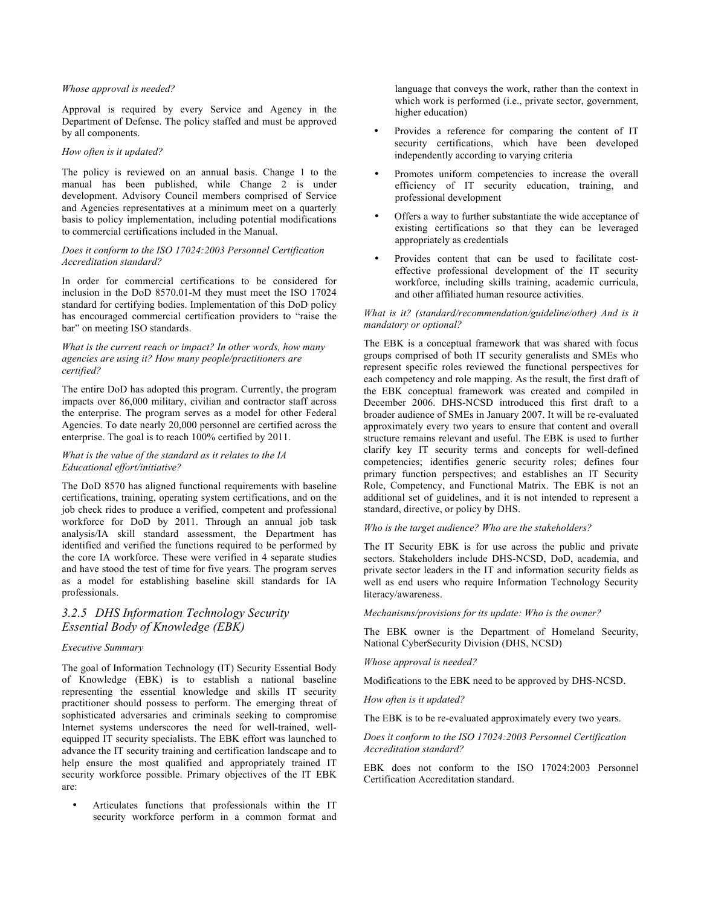*Whose approval is needed?*

Approval is required by every Service and Agency in the Department of Defense. The policy staffed and must be approved by all components.

*How often is it updated?*

The policy is reviewed on an annual basis. Change 1 to the manual has been published, while Change 2 is under development. Advisory Council members comprised of Service and Agencies representatives at a minimum meet on a quarterly basis to policy implementation, including potential modifications to commercial certifications included in the Manual.

*Does it conform to the ISO 17024:2003 Personnel Certification Accreditation standard?*

In order for commercial certifications to be considered for inclusion in the DoD 8570.01-M they must meet the ISO 17024 standard for certifying bodies. Implementation of this DoD policy has encouraged commercial certification providers to "raise the bar" on meeting ISO standards.

*What is the current reach or impact? In other words, how many agencies are using it? How many people/practitioners are certified?*

The entire DoD has adopted this program. Currently, the program impacts over 86,000 military, civilian and contractor staff across the enterprise. The program serves as a model for other Federal Agencies. To date nearly 20,000 personnel are certified across the enterprise. The goal is to reach 100% certified by 2011.

*What is the value of the standard as it relates to the IA Educational effort/initiative?*

The DoD 8570 has aligned functional requirements with baseline certifications, training, operating system certifications, and on the job check rides to produce a verified, competent and professional workforce for DoD by 2011. Through an annual job task analysis/IA skill standard assessment, the Department has identified and verified the functions required to be performed by the core IA workforce. These were verified in 4 separate studies and have stood the test of time for five years. The program serves as a model for establishing baseline skill standards for IA professionals.

### *3.2.5 DHS Information Technology Security Essential Body of Knowledge (EBK)*

*Executive Summary*

The goal of Information Technology (IT) Security Essential Body of Knowledge (EBK) is to establish a national baseline representing the essential knowledge and skills IT security practitioner should possess to perform. The emerging threat of sophisticated adversaries and criminals seeking to compromise Internet systems underscores the need for well-trained, well-equipped IT security specialists. The EBK effort was launched to advance the IT security training and certification landscape and to help ensure the most qualified and appropriately trained IT security workforce possible. Primary objectives of the IT EBK are:

- Articulates functions that professionals within the IT security workforce perform in a common format and language that conveys the work, rather than the context in which work is performed (i.e., private sector, government, higher education)
- Provides a reference for comparing the content of IT security certifications, which have been developed independently according to varying criteria
- Promotes uniform competencies to increase the overall efficiency of IT security education, training, and professional development
- Offers a way to further substantiate the wide acceptance of existing certifications so that they can be leveraged appropriately as credentials
- Provides content that can be used to facilitate cost-effective professional development of the IT security workforce, including skills training, academic curricula, and other affiliated human resource activities.

*What is it? (standard/recommendation/guideline/other) And is it mandatory or optional?*

The EBK is a conceptual framework that was shared with focus groups comprised of both IT security generalists and SMEs who represent specific roles reviewed the functional perspectives for each competency and role mapping. As the result, the first draft of the EBK conceptual framework was created and compiled in December 2006. DHS-NCSD introduced this first draft to a broader audience of SMEs in January 2007. It will be re-evaluated approximately every two years to ensure that content and overall structure remains relevant and useful. The EBK is used to further clarify key IT security terms and concepts for well-defined competencies; identifies generic security roles; defines four primary function perspectives; and establishes an IT Security Role, Competency, and Functional Matrix. The EBK is not an additional set of guidelines, and it is not intended to represent a standard, directive, or policy by DHS.

*Who is the target audience? Who are the stakeholders?*

The IT Security EBK is for use across the public and private sectors. Stakeholders include DHS-NCSD, DoD, academia, and private sector leaders in the IT and information security fields as well as end users who require Information Technology Security literacy/awareness.

*Mechanisms/provisions for its update: Who is the owner?*

The EBK owner is the Department of Homeland Security, National CyberSecurity Division (DHS, NCSD)

*Whose approval is needed?*

Modifications to the EBK need to be approved by DHS-NCSD.

*How often is it updated?*

The EBK is to be re-evaluated approximately every two years.

*Does it conform to the ISO 17024:2003 Personnel Certification Accreditation standard?*

EBK does not conform to the ISO 17024:2003 Personnel Certification Accreditation standard.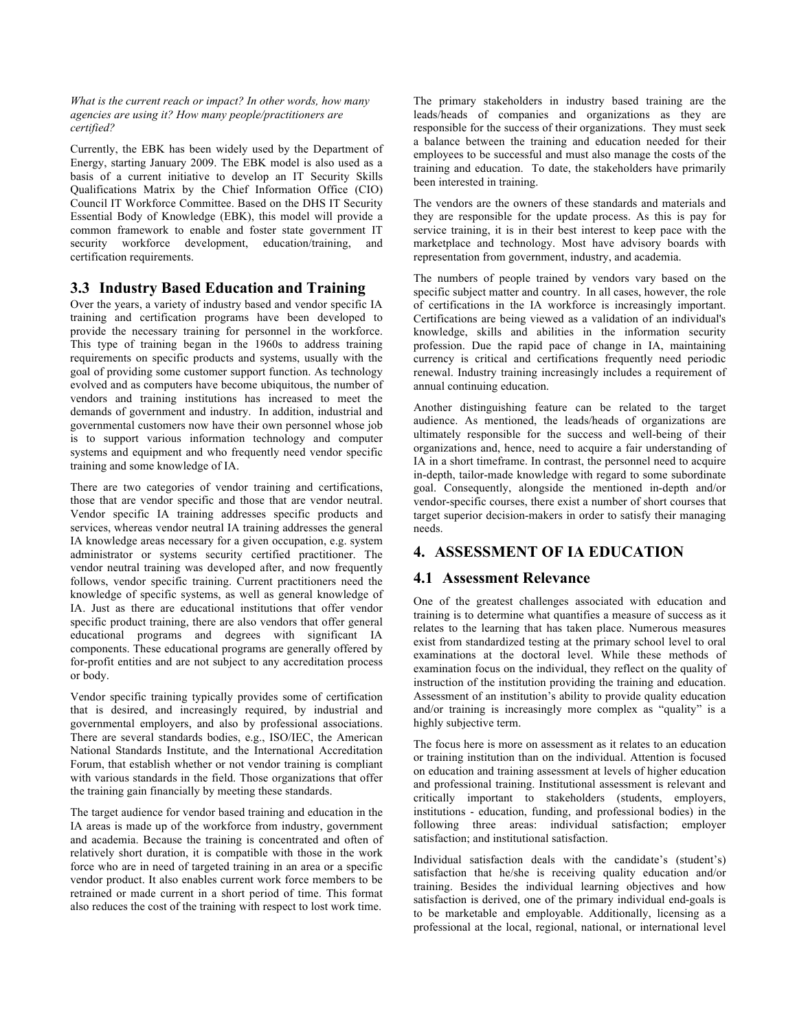*What is the current reach or impact? In other words, how many agencies are using it? How many people/practitioners are certified?*

Currently, the EBK has been widely used by the Department of Energy, starting January 2009. The EBK model is also used as a basis of a current initiative to develop an IT Security Skills Qualifications Matrix by the Chief Information Office (CIO) Council IT Workforce Committee. Based on the DHS IT Security Essential Body of Knowledge (EBK), this model will provide a common framework to enable and foster state government IT security workforce development, education/training, and certification requirements.

### 3.3 Industry Based Education and Training

Over the years, a variety of industry based and vendor specific IA training and certification programs have been developed to provide the necessary training for personnel in the workforce. This type of training began in the 1960s to address training requirements on specific products and systems, usually with the goal of providing some customer support function. As technology evolved and as computers have become ubiquitous, the number of vendors and training institutions has increased to meet the demands of government and industry. In addition, industrial and governmental customers now have their own personnel whose job is to support various information technology and computer systems and equipment and who frequently need vendor specific training and some knowledge of IA.

There are two categories of vendor training and certifications, those that are vendor specific and those that are vendor neutral. Vendor specific IA training addresses specific products and services, whereas vendor neutral IA training addresses the general IA knowledge areas necessary for a given occupation, e.g. system administrator or systems security certified practitioner. The vendor neutral training was developed after, and now frequently follows, vendor specific training. Current practitioners need the knowledge of specific systems, as well as general knowledge of IA. Just as there are educational institutions that offer vendor specific product training, there are also vendors that offer general educational programs and degrees with significant IA components. These educational programs are generally offered by for-profit entities and are not subject to any accreditation process or body.

Vendor specific training typically provides some of certification that is desired, and increasingly required, by industrial and governmental employers, and also by professional associations. There are several standards bodies, e.g., ISO/IEC, the American National Standards Institute, and the International Accreditation Forum, that establish whether or not vendor training is compliant with various standards in the field. Those organizations that offer the training gain financially by meeting these standards.

The target audience for vendor based training and education in the IA areas is made up of the workforce from industry, government and academia. Because the training is concentrated and often of relatively short duration, it is compatible with those in the work force who are in need of targeted training in an area or a specific vendor product. It also enables current work force members to be retrained or made current in a short period of time. This format also reduces the cost of the training with respect to lost work time.

The primary stakeholders in industry based training are the leads/heads of companies and organizations as they are responsible for the success of their organizations. They must seek a balance between the training and education needed for their employees to be successful and must also manage the costs of the training and education. To date, the stakeholders have primarily been interested in training.

The vendors are the owners of these standards and materials and they are responsible for the update process. As this is pay for service training, it is in their best interest to keep pace with the marketplace and technology. Most have advisory boards with representation from government, industry, and academia.

The numbers of people trained by vendors vary based on the specific subject matter and country. In all cases, however, the role of certifications in the IA workforce is increasingly important. Certifications are being viewed as a validation of an individual's knowledge, skills and abilities in the information security profession. Due the rapid pace of change in IA, maintaining currency is critical and certifications frequently need periodic renewal. Industry training increasingly includes a requirement of annual continuing education.

Another distinguishing feature can be related to the target audience. As mentioned, the leads/heads of organizations are ultimately responsible for the success and well-being of their organizations and, hence, need to acquire a fair understanding of IA in a short timeframe. In contrast, the personnel need to acquire in-depth, tailor-made knowledge with regard to some subordinate goal. Consequently, alongside the mentioned in-depth and/or vendor-specific courses, there exist a number of short courses that target superior decision-makers in order to satisfy their managing needs.

## 4. ASSESSMENT OF IA EDUCATION

### 4.1 Assessment Relevance

One of the greatest challenges associated with education and training is to determine what quantifies a measure of success as it relates to the learning that has taken place. Numerous measures exist from standardized testing at the primary school level to oral examinations at the doctoral level. While these methods of examination focus on the individual, they reflect on the quality of instruction of the institution providing the training and education. Assessment of an institution's ability to provide quality education and/or training is increasingly more complex as "quality" is a highly subjective term.

The focus here is more on assessment as it relates to an education or training institution than on the individual. Attention is focused on education and training assessment at levels of higher education and professional training. Institutional assessment is relevant and critically important to stakeholders (students, employers, institutions - education, funding, and professional bodies) in the following three areas: individual satisfaction; employer satisfaction; and institutional satisfaction.

Individual satisfaction deals with the candidate's (student's) satisfaction that he/she is receiving quality education and/or training. Besides the individual learning objectives and how satisfaction is derived, one of the primary individual end-goals is to be marketable and employable. Additionally, licensing as a professional at the local, regional, national, or international level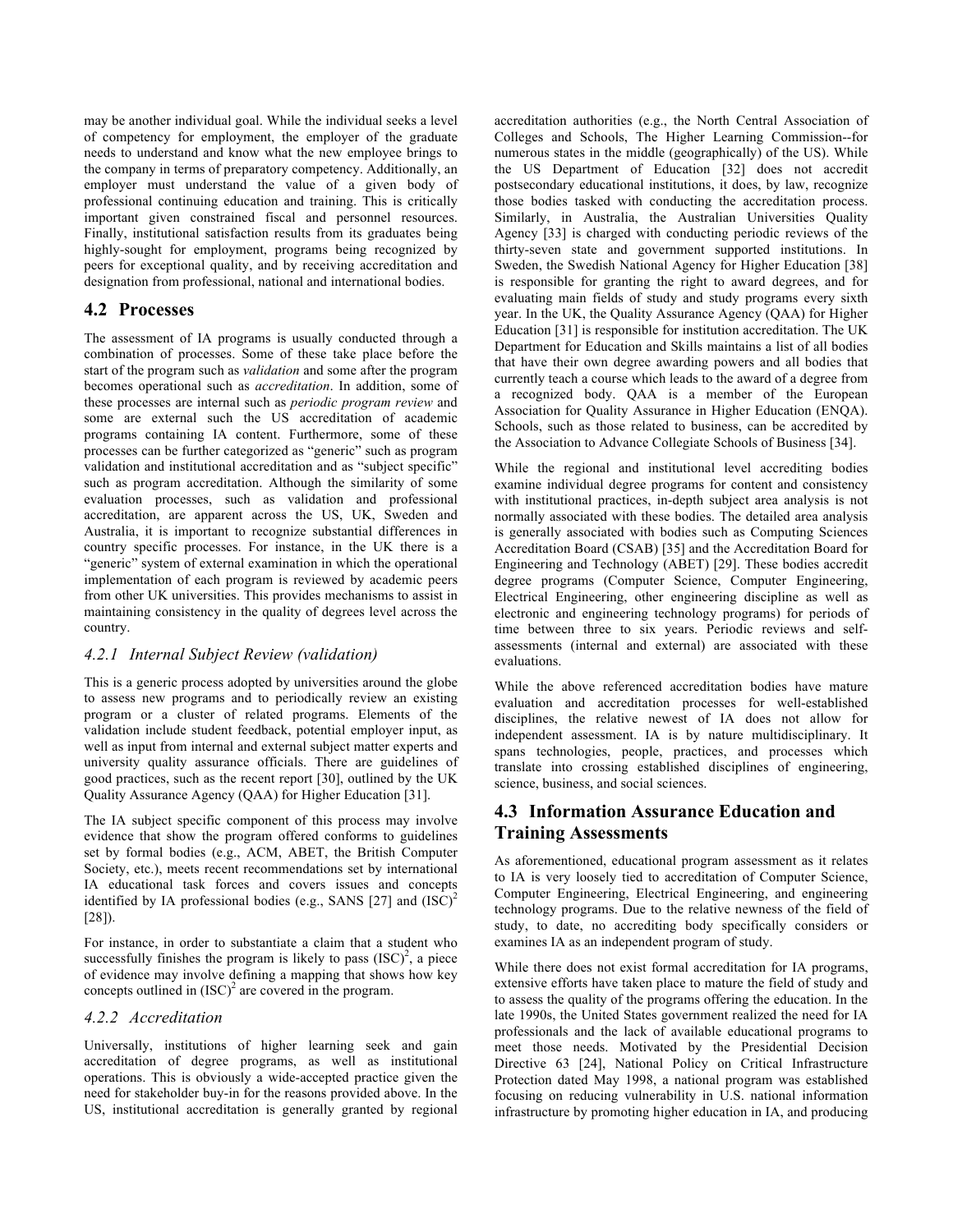may be another individual goal. While the individual seeks a level of competency for employment, the employer of the graduate needs to understand and know what the new employee brings to the company in terms of preparatory competency. Additionally, an employer must understand the value of a given body of professional continuing education and training. This is critically important given constrained fiscal and personnel resources. Finally, institutional satisfaction results from its graduates being highly-sought for employment, programs being recognized by peers for exceptional quality, and by receiving accreditation and designation from professional, national and international bodies.

## 4.2 Processes

The assessment of IA programs is usually conducted through a combination of processes. Some of these take place before the start of the program such as *validation* and some after the program becomes operational such as *accreditation*. In addition, some of these processes are internal such as *periodic program review* and some are external such the US accreditation of academic programs containing IA content. Furthermore, some of these processes can be further categorized as "generic" such as program validation and institutional accreditation and as "subject specific" such as program accreditation. Although the similarity of some evaluation processes, such as validation and professional accreditation, are apparent across the US, UK, Sweden and Australia, it is important to recognize substantial differences in country specific processes. For instance, in the UK there is a "generic" system of external examination in which the operational implementation of each program is reviewed by academic peers from other UK universities. This provides mechanisms to assist in maintaining consistency in the quality of degrees level across the country.

### *4.2.1 Internal Subject Review (validation)*

This is a generic process adopted by universities around the globe to assess new programs and to periodically review an existing program or a cluster of related programs. Elements of the validation include student feedback, potential employer input, as well as input from internal and external subject matter experts and university quality assurance officials. There are guidelines of good practices, such as the recent report [30], outlined by the UK Quality Assurance Agency (QAA) for Higher Education [31].

The IA subject specific component of this process may involve evidence that show the program offered conforms to guidelines set by formal bodies (e.g., ACM, ABET, the British Computer Society, etc.), meets recent recommendations set by international IA educational task forces and covers issues and concepts identified by IA professional bodies (e.g., SANS [27] and $(ISC)^2$ [28]).

For instance, in order to substantiate a claim that a student who successfully finishes the program is likely to pass $(ISC)^2$, a piece of evidence may involve defining a mapping that shows how key concepts outlined in $(ISC)^2$ are covered in the program.

### *4.2.2 Accreditation*

Universally, institutions of higher learning seek and gain accreditation of degree programs, as well as institutional operations. This is obviously a wide-accepted practice given the need for stakeholder buy-in for the reasons provided above. In the US, institutional accreditation is generally granted by regional accreditation authorities (e.g., the North Central Association of Colleges and Schools, The Higher Learning Commission--for numerous states in the middle (geographically) of the US). While the US Department of Education [32] does not accredit postsecondary educational institutions, it does, by law, recognize those bodies tasked with conducting the accreditation process. Similarly, in Australia, the Australian Universities Quality Agency [33] is charged with conducting periodic reviews of the thirty-seven state and government supported institutions. In Sweden, the Swedish National Agency for Higher Education [38] is responsible for granting the right to award degrees, and for evaluating main fields of study and study programs every sixth year. In the UK, the Quality Assurance Agency (QAA) for Higher Education [31] is responsible for institution accreditation. The UK Department for Education and Skills maintains a list of all bodies that have their own degree awarding powers and all bodies that currently teach a course which leads to the award of a degree from a recognized body. QAA is a member of the European Association for Quality Assurance in Higher Education (ENQA). Schools, such as those related to business, can be accredited by the Association to Advance Collegiate Schools of Business [34].

While the regional and institutional level accrediting bodies examine individual degree programs for content and consistency with institutional practices, in-depth subject area analysis is not normally associated with these bodies. The detailed area analysis is generally associated with bodies such as Computing Sciences Accreditation Board (CSAB) [35] and the Accreditation Board for Engineering and Technology (ABET) [29]. These bodies accredit degree programs (Computer Science, Computer Engineering, Electrical Engineering, other engineering discipline as well as electronic and engineering technology programs) for periods of time between three to six years. Periodic reviews and self-assessments (internal and external) are associated with these evaluations.

While the above referenced accreditation bodies have mature evaluation and accreditation processes for well-established disciplines, the relative newest of IA does not allow for independent assessment. IA is by nature multidisciplinary. It spans technologies, people, practices, and processes which translate into crossing established disciplines of engineering, science, business, and social sciences.

## 4.3 Information Assurance Education and Training Assessments

As aforementioned, educational program assessment as it relates to IA is very loosely tied to accreditation of Computer Science, Computer Engineering, Electrical Engineering, and engineering technology programs. Due to the relative newness of the field of study, to date, no accrediting body specifically considers or examines IA as an independent program of study.

While there does not exist formal accreditation for IA programs, extensive efforts have taken place to mature the field of study and to assess the quality of the programs offering the education. In the late 1990s, the United States government realized the need for IA professionals and the lack of available educational programs to meet those needs. Motivated by the Presidential Decision Directive 63 [24], National Policy on Critical Infrastructure Protection dated May 1998, a national program was established focusing on reducing vulnerability in U.S. national information infrastructure by promoting higher education in IA, and producing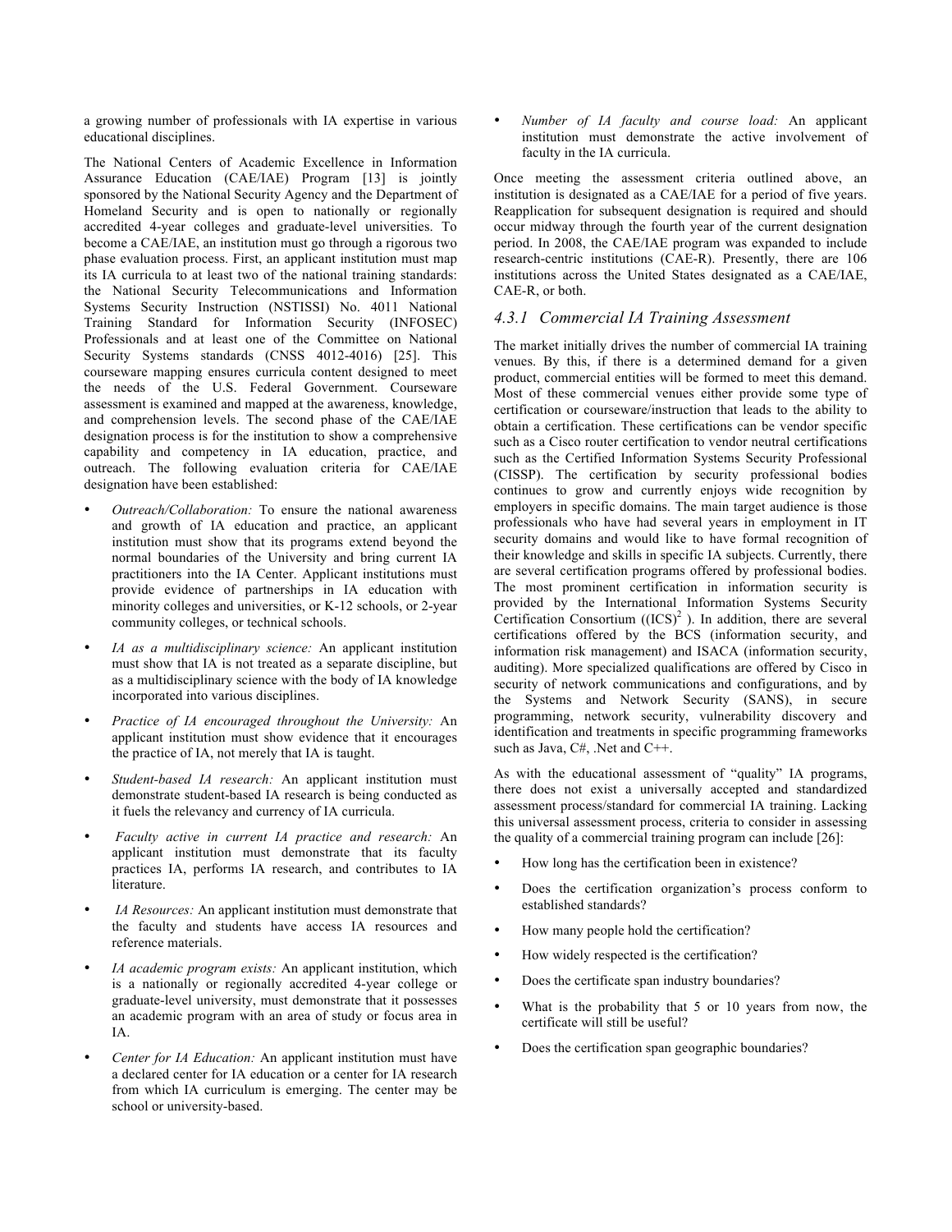a growing number of professionals with IA expertise in various educational disciplines.

The National Centers of Academic Excellence in Information Assurance Education (CAE/IAE) Program [13] is jointly sponsored by the National Security Agency and the Department of Homeland Security and is open to nationally or regionally accredited 4-year colleges and graduate-level universities. To become a CAE/IAE, an institution must go through a rigorous two phase evaluation process. First, an applicant institution must map its IA curricula to at least two of the national training standards: the National Security Telecommunications and Information Systems Security Instruction (NSTISSI) No. 4011 National Training Standard for Information Security (INFOSEC) Professionals and at least one of the Committee on National Security Systems standards (CNSS 4012-4016) [25]. This courseware mapping ensures curricula content designed to meet the needs of the U.S. Federal Government. Courseware assessment is examined and mapped at the awareness, knowledge, and comprehension levels. The second phase of the CAE/IAE designation process is for the institution to show a comprehensive capability and competency in IA education, practice, and outreach. The following evaluation criteria for CAE/IAE designation have been established:

- *Outreach/Collaboration:* To ensure the national awareness and growth of IA education and practice, an applicant institution must show that its programs extend beyond the normal boundaries of the University and bring current IA practitioners into the IA Center. Applicant institutions must provide evidence of partnerships in IA education with minority colleges and universities, or K-12 schools, or 2-year community colleges, or technical schools.
- *IA as a multidisciplinary science:* An applicant institution must show that IA is not treated as a separate discipline, but as a multidisciplinary science with the body of IA knowledge incorporated into various disciplines.
- *Practice of IA encouraged throughout the University:* An applicant institution must show evidence that it encourages the practice of IA, not merely that IA is taught.
- *Student-based IA research:* An applicant institution must demonstrate student-based IA research is being conducted as it fuels the relevancy and currency of IA curricula.
- *Faculty active in current IA practice and research:* An applicant institution must demonstrate that its faculty practices IA, performs IA research, and contributes to IA literature.
- *IA Resources:* An applicant institution must demonstrate that the faculty and students have access IA resources and reference materials.
- *IA academic program exists:* An applicant institution, which is a nationally or regionally accredited 4-year college or graduate-level university, must demonstrate that it possesses an academic program with an area of study or focus area in IA.
- *Center for IA Education:* An applicant institution must have a declared center for IA education or a center for IA research from which IA curriculum is emerging. The center may be school or university-based.
- *Number of IA faculty and course load:* An applicant institution must demonstrate the active involvement of faculty in the IA curricula.

Once meeting the assessment criteria outlined above, an institution is designated as a CAE/IAE for a period of five years. Reapplication for subsequent designation is required and should occur midway through the fourth year of the current designation period. In 2008, the CAE/IAE program was expanded to include research-centric institutions (CAE-R). Presently, there are 106 institutions across the United States designated as a CAE/IAE, CAE-R, or both.

### 4.3.1 Commercial IA Training Assessment

The market initially drives the number of commercial IA training venues. By this, if there is a determined demand for a given product, commercial entities will be formed to meet this demand. Most of these commercial venues either provide some type of certification or courseware/instruction that leads to the ability to obtain a certification. These certifications can be vendor specific such as a Cisco router certification to vendor neutral certifications such as the Certified Information Systems Security Professional (CISSP). The certification by security professional bodies continues to grow and currently enjoys wide recognition by employers in specific domains. The main target audience is those professionals who have had several years in employment in IT security domains and would like to have formal recognition of their knowledge and skills in specific IA subjects. Currently, there are several certification programs offered by professional bodies. The most prominent certification in information security is provided by the International Information Systems Security Certification Consortium ($(ICS)^2$ ). In addition, there are several certifications offered by the BCS (information security, and information risk management) and ISACA (information security, auditing). More specialized qualifications are offered by Cisco in security of network communications and configurations, and by the Systems and Network Security (SANS), in secure programming, network security, vulnerability discovery and identification and treatments in specific programming frameworks such as Java, C#, .Net and C++.

As with the educational assessment of "quality" IA programs, there does not exist a universally accepted and standardized assessment process/standard for commercial IA training. Lacking this universal assessment process, criteria to consider in assessing the quality of a commercial training program can include [26]:

- How long has the certification been in existence?
- Does the certification organization's process conform to established standards?
- How many people hold the certification?
- How widely respected is the certification?
- Does the certificate span industry boundaries?
- What is the probability that 5 or 10 years from now, the certificate will still be useful?
- Does the certification span geographic boundaries?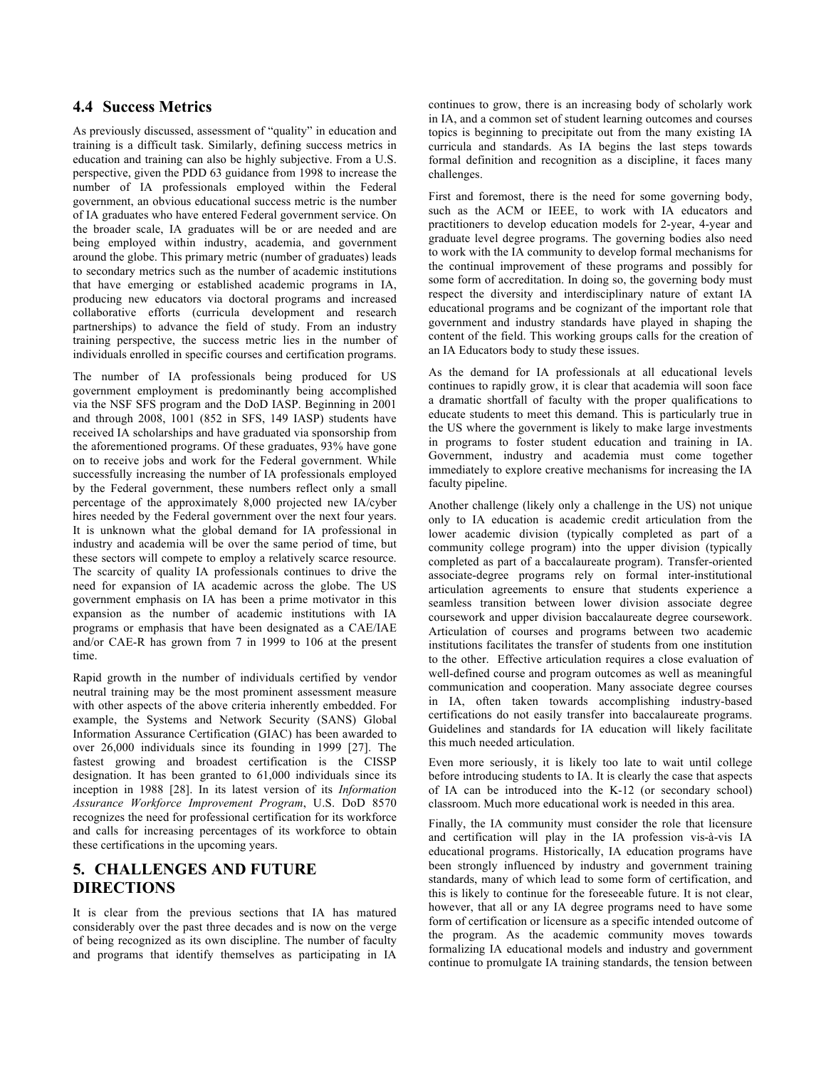### 4.4 Success Metrics

As previously discussed, assessment of "quality" in education and training is a difficult task. Similarly, defining success metrics in education and training can also be highly subjective. From a U.S. perspective, given the PDD 63 guidance from 1998 to increase the number of IA professionals employed within the Federal government, an obvious educational success metric is the number of IA graduates who have entered Federal government service. On the broader scale, IA graduates will be or are needed and are being employed within industry, academia, and government around the globe. This primary metric (number of graduates) leads to secondary metrics such as the number of academic institutions that have emerging or established academic programs in IA, producing new educators via doctoral programs and increased collaborative efforts (curricula development and research partnerships) to advance the field of study. From an industry training perspective, the success metric lies in the number of individuals enrolled in specific courses and certification programs.

The number of IA professionals being produced for US government employment is predominantly being accomplished via the NSF SFS program and the DoD IASP. Beginning in 2001 and through 2008, 1001 (852 in SFS, 149 IASP) students have received IA scholarships and have graduated via sponsorship from the aforementioned programs. Of these graduates, 93% have gone on to receive jobs and work for the Federal government. While successfully increasing the number of IA professionals employed by the Federal government, these numbers reflect only a small percentage of the approximately 8,000 projected new IA/cyber hires needed by the Federal government over the next four years. It is unknown what the global demand for IA professional in industry and academia will be over the same period of time, but these sectors will compete to employ a relatively scarce resource. The scarcity of quality IA professionals continues to drive the need for expansion of IA academic across the globe. The US government emphasis on IA has been a prime motivator in this expansion as the number of academic institutions with IA programs or emphasis that have been designated as a CAE/IAE and/or CAE-R has grown from 7 in 1999 to 106 at the present time.

Rapid growth in the number of individuals certified by vendor neutral training may be the most prominent assessment measure with other aspects of the above criteria inherently embedded. For example, the Systems and Network Security (SANS) Global Information Assurance Certification (GIAC) has been awarded to over 26,000 individuals since its founding in 1999 [27]. The fastest growing and broadest certification is the CISSP designation. It has been granted to 61,000 individuals since its inception in 1988 [28]. In its latest version of its *Information Assurance Workforce Improvement Program*, U.S. DoD 8570 recognizes the need for professional certification for its workforce and calls for increasing percentages of its workforce to obtain these certifications in the upcoming years.

## 5. CHALLENGES AND FUTURE DIRECTIONS

It is clear from the previous sections that IA has matured considerably over the past three decades and is now on the verge of being recognized as its own discipline. The number of faculty and programs that identify themselves as participating in IA continues to grow, there is an increasing body of scholarly work in IA, and a common set of student learning outcomes and courses topics is beginning to precipitate out from the many existing IA curricula and standards. As IA begins the last steps towards formal definition and recognition as a discipline, it faces many challenges.

First and foremost, there is the need for some governing body, such as the ACM or IEEE, to work with IA educators and practitioners to develop education models for 2-year, 4-year and graduate level degree programs. The governing bodies also need to work with the IA community to develop formal mechanisms for the continual improvement of these programs and possibly for some form of accreditation. In doing so, the governing body must respect the diversity and interdisciplinary nature of extant IA educational programs and be cognizant of the important role that government and industry standards have played in shaping the content of the field. This working groups calls for the creation of an IA Educators body to study these issues.

As the demand for IA professionals at all educational levels continues to rapidly grow, it is clear that academia will soon face a dramatic shortfall of faculty with the proper qualifications to educate students to meet this demand. This is particularly true in the US where the government is likely to make large investments in programs to foster student education and training in IA. Government, industry and academia must come together immediately to explore creative mechanisms for increasing the IA faculty pipeline.

Another challenge (likely only a challenge in the US) not unique only to IA education is academic credit articulation from the lower academic division (typically completed as part of a community college program) into the upper division (typically completed as part of a baccalaureate program). Transfer-oriented associate-degree programs rely on formal inter-institutional articulation agreements to ensure that students experience a seamless transition between lower division associate degree coursework and upper division baccalaureate degree coursework. Articulation of courses and programs between two academic institutions facilitates the transfer of students from one institution to the other. Effective articulation requires a close evaluation of well-defined course and program outcomes as well as meaningful communication and cooperation. Many associate degree courses in IA, often taken towards accomplishing industry-based certifications do not easily transfer into baccalaureate programs. Guidelines and standards for IA education will likely facilitate this much needed articulation.

Even more seriously, it is likely too late to wait until college before introducing students to IA. It is clearly the case that aspects of IA can be introduced into the K-12 (or secondary school) classroom. Much more educational work is needed in this area.

Finally, the IA community must consider the role that licensure and certification will play in the IA profession vis-à-vis IA educational programs. Historically, IA education programs have been strongly influenced by industry and government training standards, many of which lead to some form of certification, and this is likely to continue for the foreseeable future. It is not clear, however, that all or any IA degree programs need to have some form of certification or licensure as a specific intended outcome of the program. As the academic community moves towards formalizing IA educational models and industry and government continue to promulgate IA training standards, the tension between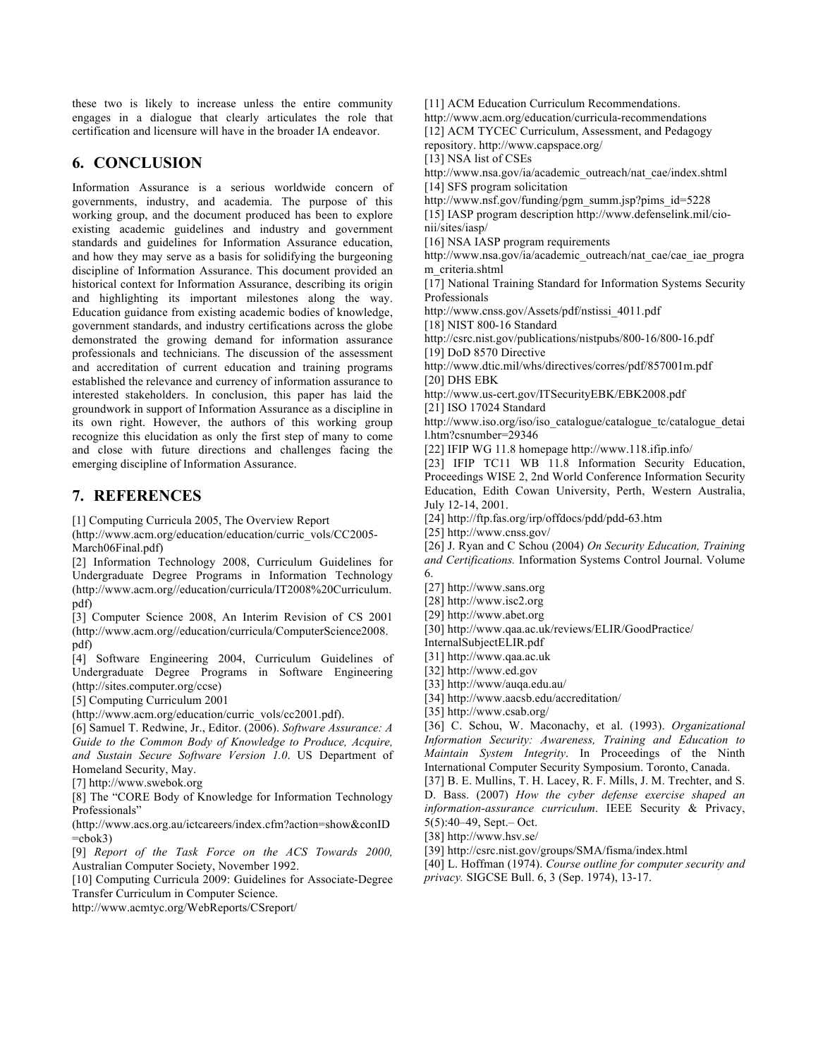these two is likely to increase unless the entire community engages in a dialogue that clearly articulates the role that certification and licensure will have in the broader IA endeavor.

## 6. CONCLUSION

Information Assurance is a serious worldwide concern of governments, industry, and academia. The purpose of this working group, and the document produced has been to explore existing academic guidelines and industry and government standards and guidelines for Information Assurance education, and how they may serve as a basis for solidifying the burgeoning discipline of Information Assurance. This document provided an historical context for Information Assurance, describing its origin and highlighting its important milestones along the way. Education guidance from existing academic bodies of knowledge, government standards, and industry certifications across the globe demonstrated the growing demand for information assurance professionals and technicians. The discussion of the assessment and accreditation of current education and training programs established the relevance and currency of information assurance to interested stakeholders. In conclusion, this paper has laid the groundwork in support of Information Assurance as a discipline in its own right. However, the authors of this working group recognize this elucidation as only the first step of many to come and close with future directions and challenges facing the emerging discipline of Information Assurance.

## 7. REFERENCES

[1] Computing Curricula 2005, The Overview Report (http://www.acm.org/education/education/curric_vols/CC2005-March06Final.pdf)

[2] Information Technology 2008, Curriculum Guidelines for Undergraduate Degree Programs in Information Technology (http://www.acm.org//education/curricula/IT2008%20Curriculum.pdf)

[3] Computer Science 2008, An Interim Revision of CS 2001 (http://www.acm.org//education/curricula/ComputerScience2008.pdf)

[4] Software Engineering 2004, Curriculum Guidelines of Undergraduate Degree Programs in Software Engineering (http://sites.computer.org/ccse)

[5] Computing Curriculum 2001 (http://www.acm.org/education/curric_vols/cc2001.pdf).

[6] Samuel T. Redwine, Jr., Editor. (2006). *Software Assurance: A Guide to the Common Body of Knowledge to Produce, Acquire, and Sustain Secure Software Version 1.0*. US Department of Homeland Security, May.

[7] http://www.swebok.org

[8] The "CORE Body of Knowledge for Information Technology Professionals" (http://www.acs.org.au/ictcareers/index.cfm?action=show&conID=cbok3)

[9] *Report of the Task Force on the ACS Towards 2000,* Australian Computer Society, November 1992.

[10] Computing Curricula 2009: Guidelines for Associate-Degree Transfer Curriculum in Computer Science. http://www.acmtyc.org/WebReports/CSreport/

[11] ACM Education Curriculum Recommendations. http://www.acm.org/education/curricula-recommendations

[12] ACM TYCEC Curriculum, Assessment, and Pedagogy repository. http://www.capspace.org/

[13] NSA list of CSEs http://www.nsa.gov/ia/academic_outreach/nat_cae/index.shtml

[14] SFS program solicitation http://www.nsf.gov/funding/pgm_summ.jsp?pims_id=5228

[15] IASP program description http://www.defenselink.mil/cio-nii/sites/iasp/

[16] NSA IASP program requirements http://www.nsa.gov/ia/academic_outreach/nat_cae/cae_iae_program_criteria.shtml

[17] National Training Standard for Information Systems Security Professionals http://www.cnss.gov/Assets/pdf/nstissi_4011.pdf

[18] NIST 800-16 Standard http://csrc.nist.gov/publications/nistpubs/800-16/800-16.pdf

[19] DoD 8570 Directive http://www.dtic.mil/whs/directives/corres/pdf/857001m.pdf

[20] DHS EBK http://www.us-cert.gov/ITSecurityEBK/EBK2008.pdf

[21] ISO 17024 Standard http://www.iso.org/iso/iso_catalogue/catalogue_tc/catalogue_detail.htm?csnumber=29346

[22] IFIP WG 11.8 homepage http://www.118.ifip.info/

[23] IFIP TC11 WB 11.8 Information Security Education, Proceedings WISE 2, 2nd World Conference Information Security Education, Edith Cowan University, Perth, Western Australia, July 12-14, 2001.

[24] http://ftp.fas.org/irp/offdocs/pdd/pdd-63.htm

[25] http://www.cnss.gov/

[26] J. Ryan and C Schou (2004) *On Security Education, Training and Certifications.* Information Systems Control Journal. Volume 6.

[27] http://www.sans.org

[28] http://www.isc2.org

[29] http://www.abet.org

[30] http://www.qaa.ac.uk/reviews/ELIR/GoodPractice/InternalSubjectELIR.pdf

[31] http://www.qaa.ac.uk

[32] http://www.ed.gov

[33] http://www/auqa.edu.au/

[34] http://www.aacsb.edu/accreditation/

[35] http://www.csab.org/

[36] C. Schou, W. Maconachy, et al. (1993). *Organizational Information Security: Awareness, Training and Education to Maintain System Integrity*. In Proceedings of the Ninth International Computer Security Symposium. Toronto, Canada.

[37] B. E. Mullins, T. H. Lacey, R. F. Mills, J. M. Trechter, and S. D. Bass. (2007) *How the cyber defense exercise shaped an information-assurance curriculum*. IEEE Security & Privacy, 5(5):40–49, Sept.– Oct.

[38] http://www.hsv.se/

[39] http://csrc.nist.gov/groups/SMA/fisma/index.html

[40] L. Hoffman (1974). *Course outline for computer security and privacy.* SIGCSE Bull. 6, 3 (Sep. 1974), 13-17.